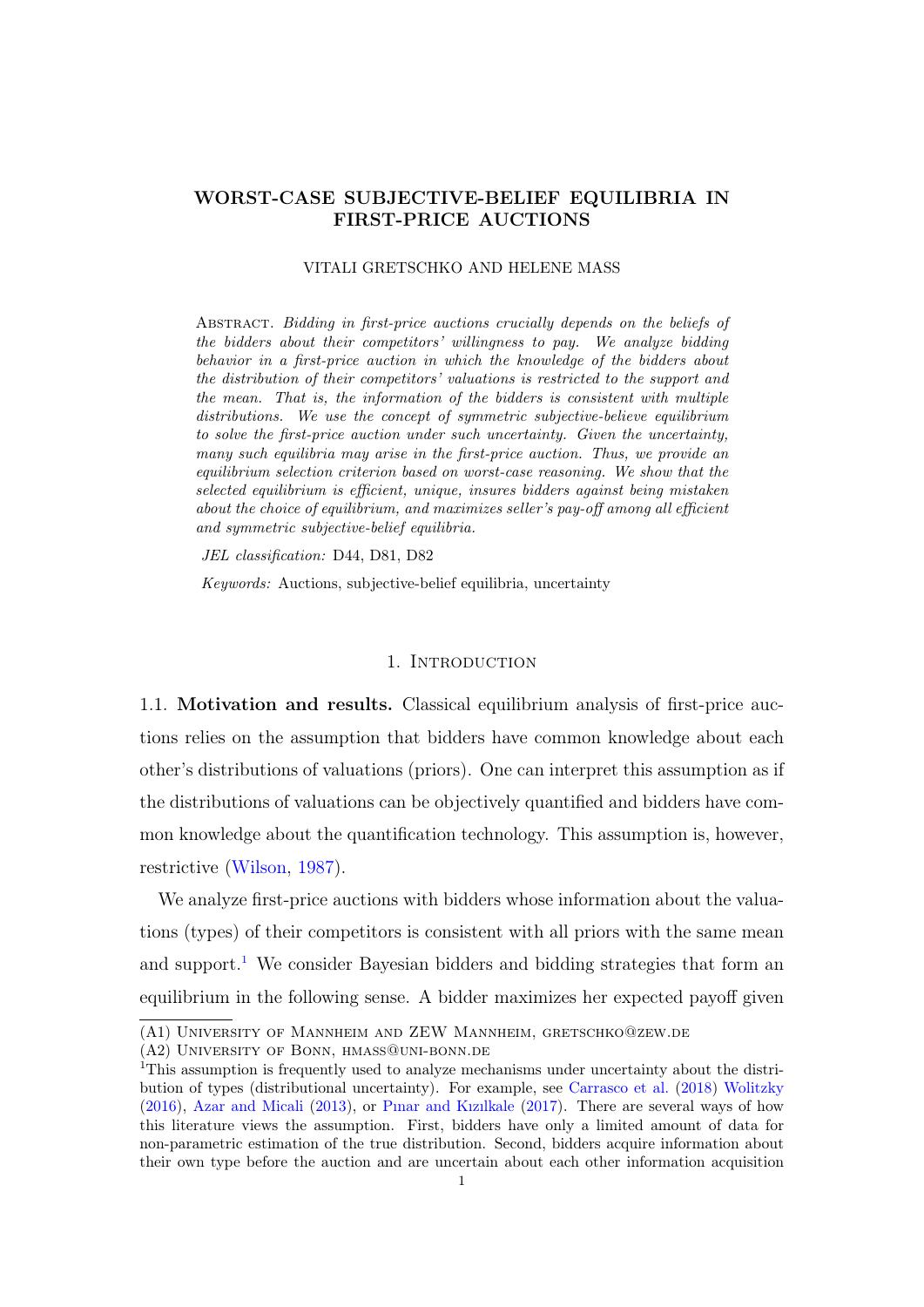# WORST-CASE SUBJECTIVE-BELIEF EQUILIBRIA IN FIRST-PRICE AUCTIONS

VITALI GRETSCHKO AND HELENE MASS

Abstract. *Bidding in first-price auctions crucially depends on the beliefs of the bidders about their competitors' willingness to pay. We analyze bidding behavior in a first-price auction in which the knowledge of the bidders about the distribution of their competitors' valuations is restricted to the support and the mean. That is, the information of the bidders is consistent with multiple distributions. We use the concept of symmetric subjective-believe equilibrium to solve the first-price auction under such uncertainty. Given the uncertainty, many such equilibria may arise in the first-price auction. Thus, we provide an equilibrium selection criterion based on worst-case reasoning. We show that the selected equilibrium is efficient, unique, insures bidders against being mistaken about the choice of equilibrium, and maximizes seller's pay-off among all efficient and symmetric subjective-belief equilibria.*

*JEL classification:* D44, D81, D82

*Keywords:* Auctions, subjective-belief equilibria, uncertainty

## 1. Introduction

### 1.1. Motivation and results.

Classical equilibrium analysis of first-price auctions relies on the assumption that bidders have common knowledge about each other's distributions of valuations (priors). One can interpret this assumption as if the distributions of valuations can be objectively quantified and bidders have common knowledge about the quantification technology. This assumption is, however, restrictive (Wilson, 1987).

We analyze first-price auctions with bidders whose information about the valuations (types) of their competitors is consistent with all priors with the same mean and support.[1] We consider Bayesian bidders and bidding strategies that form an equilibrium in the following sense. A bidder maximizes her expected payoff given

(A1) University of Mannheim and ZEW Mannheim, gretschko@zew.de

(A2) University of Bonn, hmass@uni-bonn.de

[1] This assumption is frequently used to analyze mechanisms under uncertainty about the distribution of types (distributional uncertainty). For example, see Carrasco et al. (2018) Wolitzky (2016), Azar and Micali (2013), or Pınar and Kızılkale (2017). There are several ways of how this literature views the assumption. First, bidders have only a limited amount of data for non-parametric estimation of the true distribution. Second, bidders acquire information about their own type before the auction and are uncertain about each other information acquisition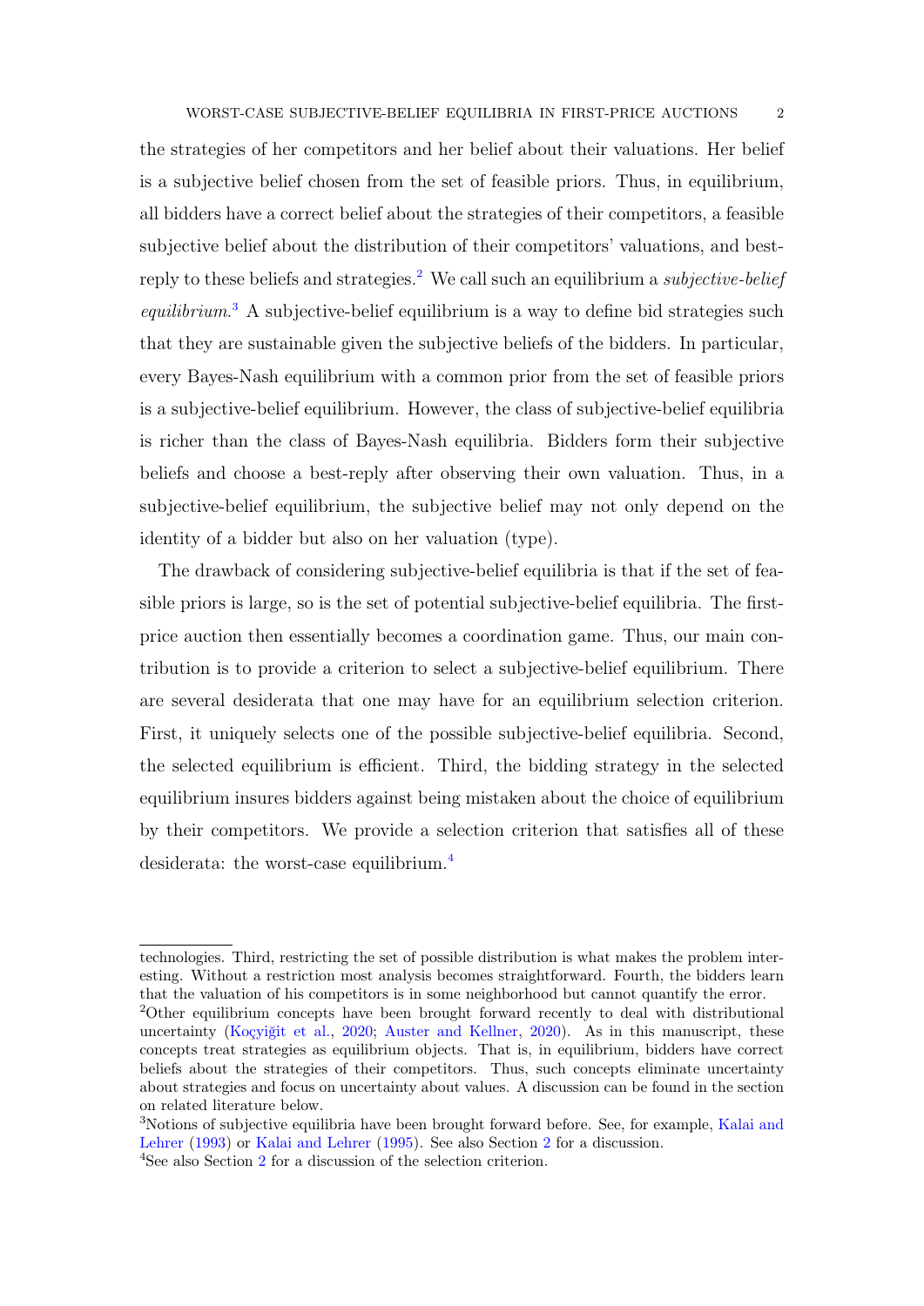the strategies of her competitors and her belief about their valuations. Her belief is a subjective belief chosen from the set of feasible priors. Thus, in equilibrium, all bidders have a correct belief about the strategies of their competitors, a feasible subjective belief about the distribution of their competitors' valuations, and best-reply to these beliefs and strategies.[2] We call such an equilibrium a *subjective-belief equilibrium*.[3] A subjective-belief equilibrium is a way to define bid strategies such that they are sustainable given the subjective beliefs of the bidders. In particular, every Bayes-Nash equilibrium with a common prior from the set of feasible priors is a subjective-belief equilibrium. However, the class of subjective-belief equilibria is richer than the class of Bayes-Nash equilibria. Bidders form their subjective beliefs and choose a best-reply after observing their own valuation. Thus, in a subjective-belief equilibrium, the subjective belief may not only depend on the identity of a bidder but also on her valuation (type).

The drawback of considering subjective-belief equilibria is that if the set of feasible priors is large, so is the set of potential subjective-belief equilibria. The first-price auction then essentially becomes a coordination game. Thus, our main contribution is to provide a criterion to select a subjective-belief equilibrium. There are several desiderata that one may have for an equilibrium selection criterion. First, it uniquely selects one of the possible subjective-belief equilibria. Second, the selected equilibrium is efficient. Third, the bidding strategy in the selected equilibrium insures bidders against being mistaken about the choice of equilibrium by their competitors. We provide a selection criterion that satisfies all of these desiderata: the worst-case equilibrium.[4]

---

technologies. Third, restricting the set of possible distribution is what makes the problem interesting. Without a restriction most analysis becomes straightforward. Fourth, the bidders learn that the valuation of his competitors is in some neighborhood but cannot quantify the error.

[2] Other equilibrium concepts have been brought forward recently to deal with distributional uncertainty (Koçyiğit et al., 2020; Auster and Kellner, 2020). As in this manuscript, these concepts treat strategies as equilibrium objects. That is, in equilibrium, bidders have correct beliefs about the strategies of their competitors. Thus, such concepts eliminate uncertainty about strategies and focus on uncertainty about values. A discussion can be found in the section on related literature below.

[3] Notions of subjective equilibria have been brought forward before. See, for example, Kalai and Lehrer (1993) or Kalai and Lehrer (1995). See also Section 2 for a discussion.

[4] See also Section 2 for a discussion of the selection criterion.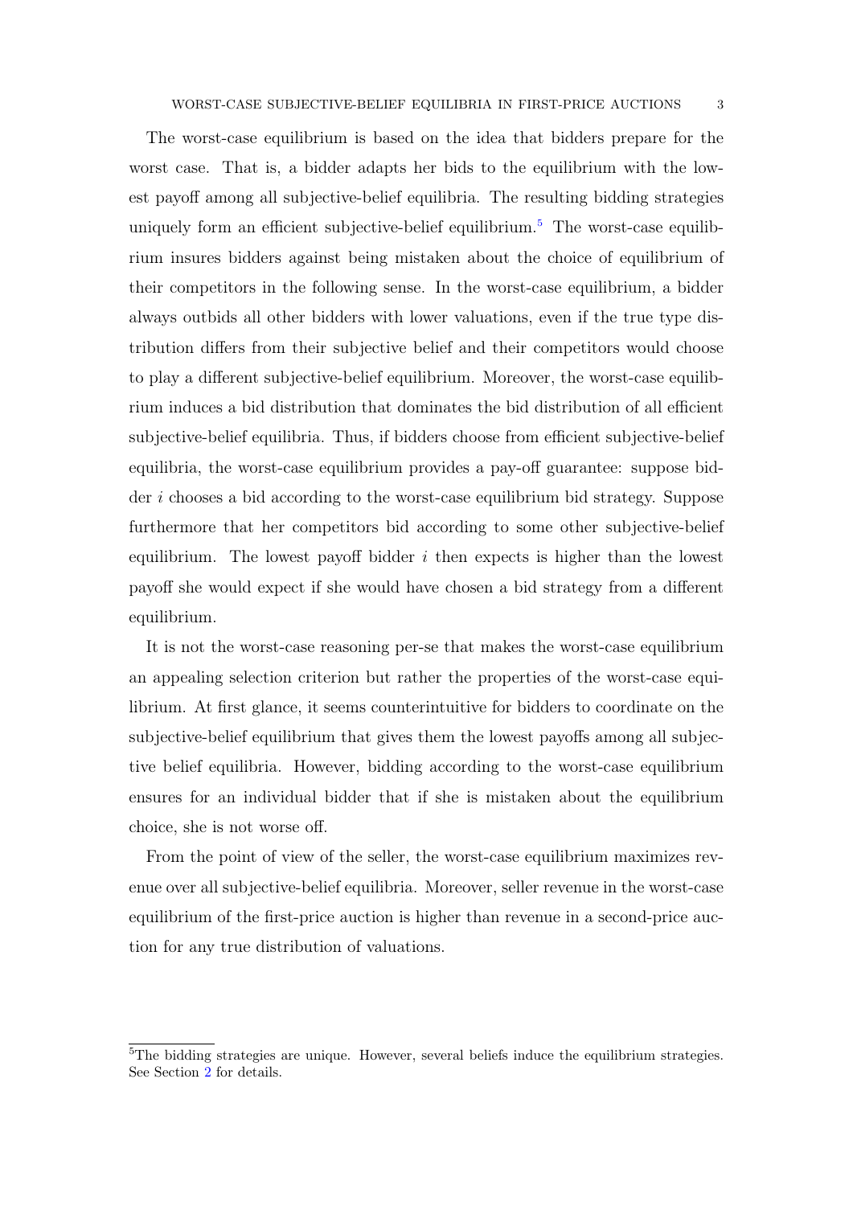The worst-case equilibrium is based on the idea that bidders prepare for the worst case. That is, a bidder adapts her bids to the equilibrium with the lowest payoff among all subjective-belief equilibria. The resulting bidding strategies uniquely form an efficient subjective-belief equilibrium.[5] The worst-case equilibrium insures bidders against being mistaken about the choice of equilibrium of their competitors in the following sense. In the worst-case equilibrium, a bidder always outbids all other bidders with lower valuations, even if the true type distribution differs from their subjective belief and their competitors would choose to play a different subjective-belief equilibrium. Moreover, the worst-case equilibrium induces a bid distribution that dominates the bid distribution of all efficient subjective-belief equilibria. Thus, if bidders choose from efficient subjective-belief equilibria, the worst-case equilibrium provides a pay-off guarantee: suppose bidder $i$ chooses a bid according to the worst-case equilibrium bid strategy. Suppose furthermore that her competitors bid according to some other subjective-belief equilibrium. The lowest payoff bidder $i$ then expects is higher than the lowest payoff she would expect if she would have chosen a bid strategy from a different equilibrium.

It is not the worst-case reasoning per-se that makes the worst-case equilibrium an appealing selection criterion but rather the properties of the worst-case equilibrium. At first glance, it seems counterintuitive for bidders to coordinate on the subjective-belief equilibrium that gives them the lowest payoffs among all subjective belief equilibria. However, bidding according to the worst-case equilibrium ensures for an individual bidder that if she is mistaken about the equilibrium choice, she is not worse off.

From the point of view of the seller, the worst-case equilibrium maximizes revenue over all subjective-belief equilibria. Moreover, seller revenue in the worst-case equilibrium of the first-price auction is higher than revenue in a second-price auction for any true distribution of valuations.

[5] The bidding strategies are unique. However, several beliefs induce the equilibrium strategies. See Section 2 for details.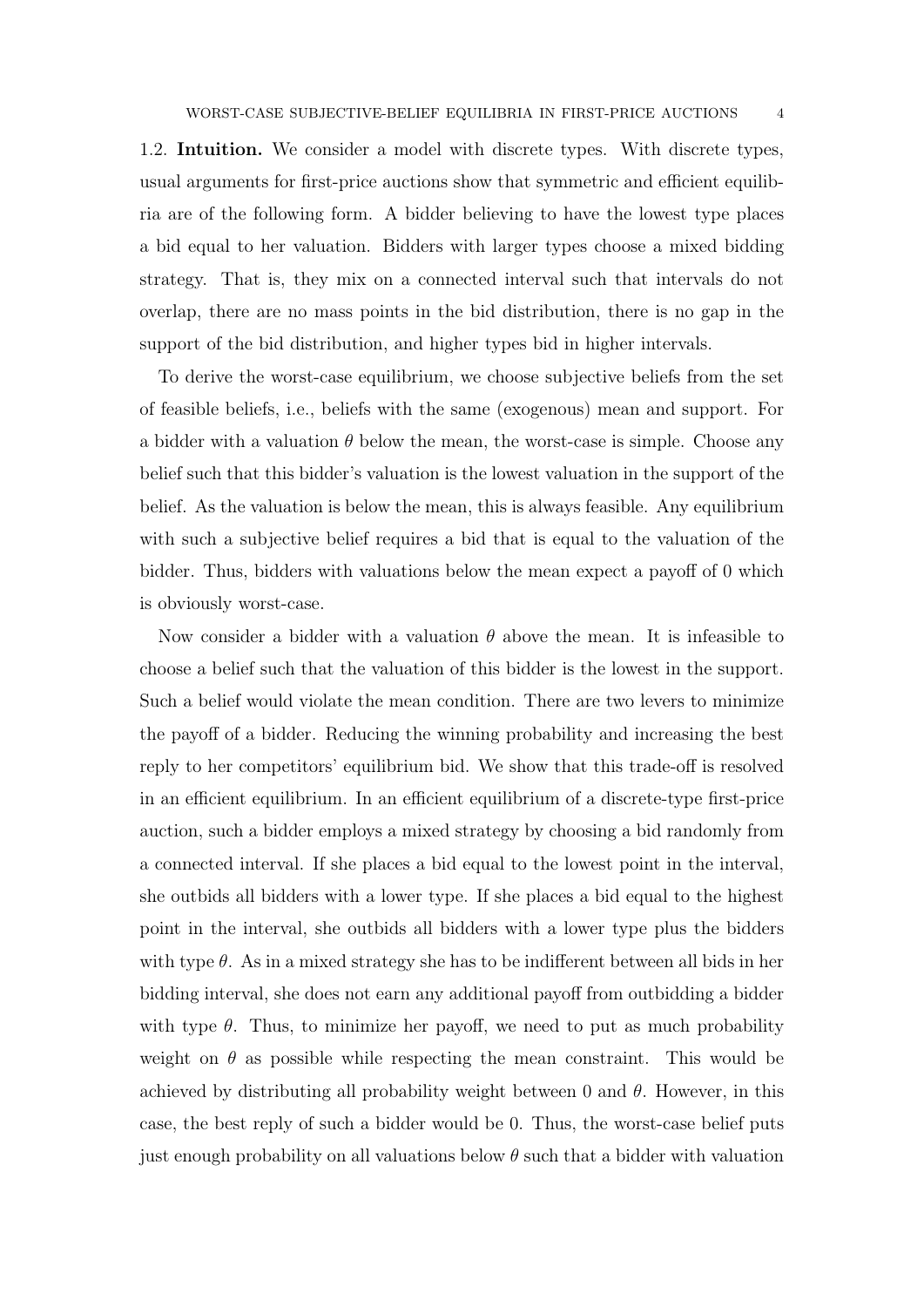1.2. **Intuition.** We consider a model with discrete types. With discrete types, usual arguments for first-price auctions show that symmetric and efficient equilibria are of the following form. A bidder believing to have the lowest type places a bid equal to her valuation. Bidders with larger types choose a mixed bidding strategy. That is, they mix on a connected interval such that intervals do not overlap, there are no mass points in the bid distribution, there is no gap in the support of the bid distribution, and higher types bid in higher intervals.

To derive the worst-case equilibrium, we choose subjective beliefs from the set of feasible beliefs, i.e., beliefs with the same (exogenous) mean and support. For a bidder with a valuation $\theta$ below the mean, the worst-case is simple. Choose any belief such that this bidder's valuation is the lowest valuation in the support of the belief. As the valuation is below the mean, this is always feasible. Any equilibrium with such a subjective belief requires a bid that is equal to the valuation of the bidder. Thus, bidders with valuations below the mean expect a payoff of 0 which is obviously worst-case.

Now consider a bidder with a valuation $\theta$ above the mean. It is infeasible to choose a belief such that the valuation of this bidder is the lowest in the support. Such a belief would violate the mean condition. There are two levers to minimize the payoff of a bidder. Reducing the winning probability and increasing the best reply to her competitors' equilibrium bid. We show that this trade-off is resolved in an efficient equilibrium. In an efficient equilibrium of a discrete-type first-price auction, such a bidder employs a mixed strategy by choosing a bid randomly from a connected interval. If she places a bid equal to the lowest point in the interval, she outbids all bidders with a lower type. If she places a bid equal to the highest point in the interval, she outbids all bidders with a lower type plus the bidders with type $\theta$. As in a mixed strategy she has to be indifferent between all bids in her bidding interval, she does not earn any additional payoff from outbidding a bidder with type $\theta$. Thus, to minimize her payoff, we need to put as much probability weight on $\theta$ as possible while respecting the mean constraint. This would be achieved by distributing all probability weight between 0 and $\theta$. However, in this case, the best reply of such a bidder would be 0. Thus, the worst-case belief puts just enough probability on all valuations below $\theta$ such that a bidder with valuation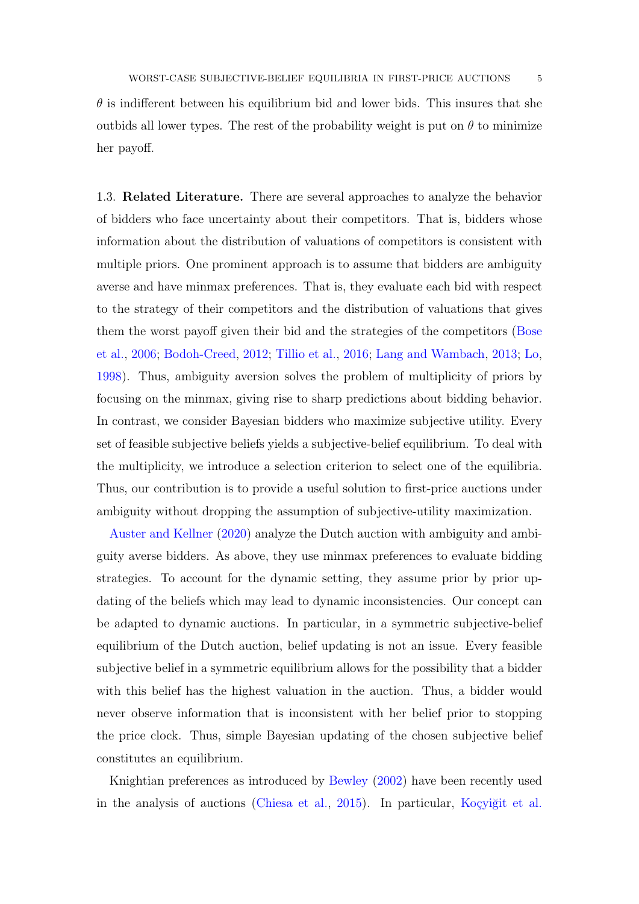$\theta$ is indifferent between his equilibrium bid and lower bids. This insures that she outbids all lower types. The rest of the probability weight is put on $\theta$ to minimize her payoff.

### 1.3. Related Literature.

There are several approaches to analyze the behavior of bidders who face uncertainty about their competitors. That is, bidders whose information about the distribution of valuations of competitors is consistent with multiple priors. One prominent approach is to assume that bidders are ambiguity averse and have minmax preferences. That is, they evaluate each bid with respect to the strategy of their competitors and the distribution of valuations that gives them the worst payoff given their bid and the strategies of the competitors (Bose et al., 2006; Bodoh-Creed, 2012; Tillio et al., 2016; Lang and Wambach, 2013; Lo, 1998). Thus, ambiguity aversion solves the problem of multiplicity of priors by focusing on the minmax, giving rise to sharp predictions about bidding behavior. In contrast, we consider Bayesian bidders who maximize subjective utility. Every set of feasible subjective beliefs yields a subjective-belief equilibrium. To deal with the multiplicity, we introduce a selection criterion to select one of the equilibria. Thus, our contribution is to provide a useful solution to first-price auctions under ambiguity without dropping the assumption of subjective-utility maximization.

Auster and Kellner (2020) analyze the Dutch auction with ambiguity and ambiguity averse bidders. As above, they use minmax preferences to evaluate bidding strategies. To account for the dynamic setting, they assume prior by prior updating of the beliefs which may lead to dynamic inconsistencies. Our concept can be adapted to dynamic auctions. In particular, in a symmetric subjective-belief equilibrium of the Dutch auction, belief updating is not an issue. Every feasible subjective belief in a symmetric equilibrium allows for the possibility that a bidder with this belief has the highest valuation in the auction. Thus, a bidder would never observe information that is inconsistent with her belief prior to stopping the price clock. Thus, simple Bayesian updating of the chosen subjective belief constitutes an equilibrium.

Knightian preferences as introduced by Bewley (2002) have been recently used in the analysis of auctions (Chiesa et al., 2015). In particular, Koçyiğit et al.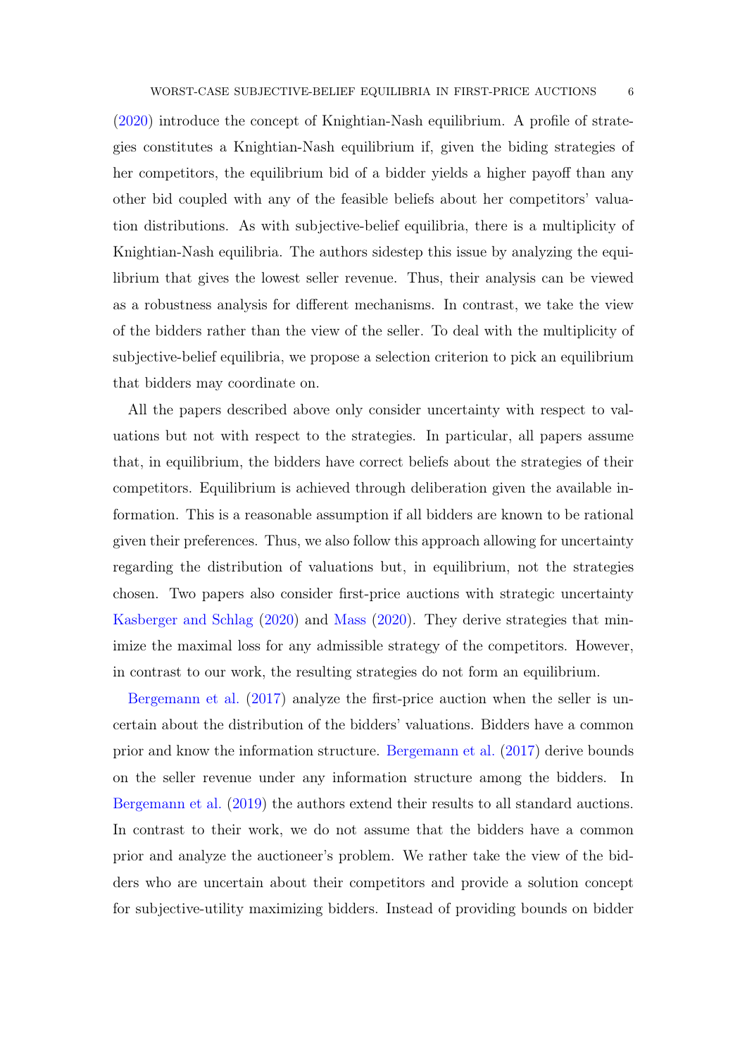(2020) introduce the concept of Knightian-Nash equilibrium. A profile of strategies constitutes a Knightian-Nash equilibrium if, given the biding strategies of her competitors, the equilibrium bid of a bidder yields a higher payoff than any other bid coupled with any of the feasible beliefs about her competitors' valuation distributions. As with subjective-belief equilibria, there is a multiplicity of Knightian-Nash equilibria. The authors sidestep this issue by analyzing the equilibrium that gives the lowest seller revenue. Thus, their analysis can be viewed as a robustness analysis for different mechanisms. In contrast, we take the view of the bidders rather than the view of the seller. To deal with the multiplicity of subjective-belief equilibria, we propose a selection criterion to pick an equilibrium that bidders may coordinate on.

All the papers described above only consider uncertainty with respect to valuations but not with respect to the strategies. In particular, all papers assume that, in equilibrium, the bidders have correct beliefs about the strategies of their competitors. Equilibrium is achieved through deliberation given the available information. This is a reasonable assumption if all bidders are known to be rational given their preferences. Thus, we also follow this approach allowing for uncertainty regarding the distribution of valuations but, in equilibrium, not the strategies chosen. Two papers also consider first-price auctions with strategic uncertainty Kasberger and Schlag (2020) and Mass (2020). They derive strategies that minimize the maximal loss for any admissible strategy of the competitors. However, in contrast to our work, the resulting strategies do not form an equilibrium.

Bergemann et al. (2017) analyze the first-price auction when the seller is uncertain about the distribution of the bidders' valuations. Bidders have a common prior and know the information structure. Bergemann et al. (2017) derive bounds on the seller revenue under any information structure among the bidders. In Bergemann et al. (2019) the authors extend their results to all standard auctions. In contrast to their work, we do not assume that the bidders have a common prior and analyze the auctioneer's problem. We rather take the view of the bidders who are uncertain about their competitors and provide a solution concept for subjective-utility maximizing bidders. Instead of providing bounds on bidder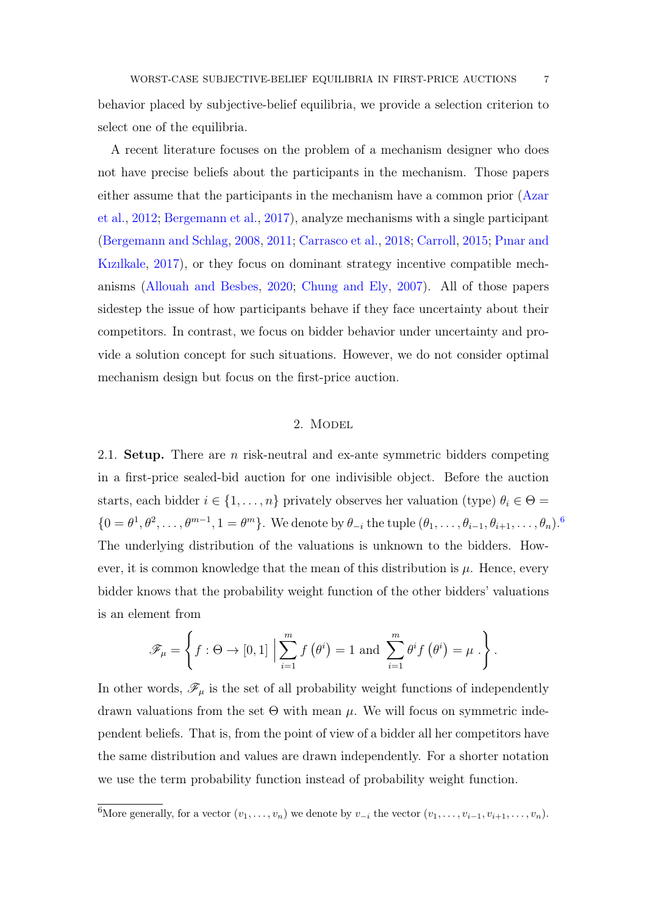behavior placed by subjective-belief equilibria, we provide a selection criterion to select one of the equilibria.

A recent literature focuses on the problem of a mechanism designer who does not have precise beliefs about the participants in the mechanism. Those papers either assume that the participants in the mechanism have a common prior (Azar et al., 2012; Bergemann et al., 2017), analyze mechanisms with a single participant (Bergemann and Schlag, 2008, 2011; Carrasco et al., 2018; Carroll, 2015; Pınar and Kızılkale, 2017), or they focus on dominant strategy incentive compatible mechanisms (Allouah and Besbes, 2020; Chung and Ely, 2007). All of those papers sidestep the issue of how participants behave if they face uncertainty about their competitors. In contrast, we focus on bidder behavior under uncertainty and provide a solution concept for such situations. However, we do not consider optimal mechanism design but focus on the first-price auction.

## 2. Model

2.1. **Setup.** There are $n$ risk-neutral and ex-ante symmetric bidders competing in a first-price sealed-bid auction for one indivisible object. Before the auction starts, each bidder $i \in \{1, \dots, n\}$ privately observes her valuation (type) $\theta_i \in \Theta = \{0 = \theta^1, \theta^2, \dots, \theta^{m-1}, 1 = \theta^m\}$. We denote by $\theta_{-i}$ the tuple $(\theta_1, \dots, \theta_{i-1}, \theta_{i+1}, \dots, \theta_n)$.[6] The underlying distribution of the valuations is unknown to the bidders. However, it is common knowledge that the mean of this distribution is $\mu$. Hence, every bidder knows that the probability weight function of the other bidders' valuations is an element from

$$\mathscr{F}_\mu = \left\{ f : \Theta \to [0,1] \,\middle|\, \sum_{i=1}^{m} f\left(\theta^i\right) = 1 \text{ and } \sum_{i=1}^{m} \theta^i f\left(\theta^i\right) = \mu \,. \right\}.$$

In other words, $\mathscr{F}_\mu$ is the set of all probability weight functions of independently drawn valuations from the set $\Theta$ with mean $\mu$. We will focus on symmetric independent beliefs. That is, from the point of view of a bidder all her competitors have the same distribution and values are drawn independently. For a shorter notation we use the term probability function instead of probability weight function.

[6] More generally, for a vector $(v_1, \dots, v_n)$ we denote by $v_{-i}$ the vector $(v_1, \dots, v_{i-1}, v_{i+1}, \dots, v_n)$.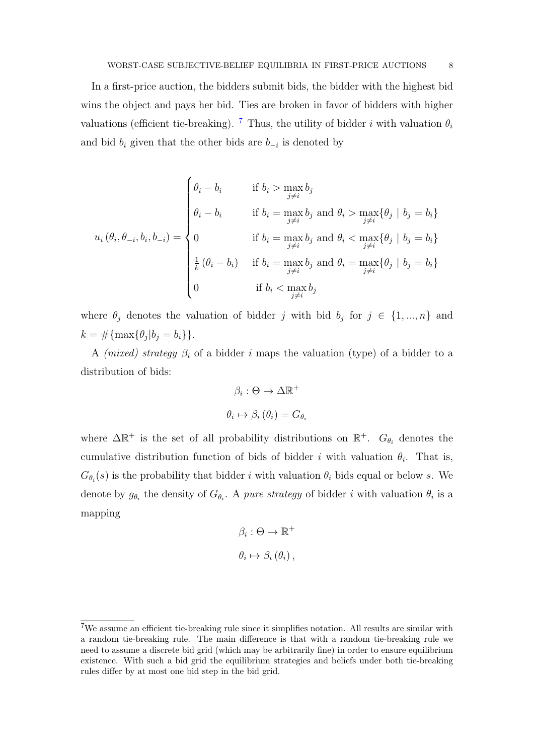In a first-price auction, the bidders submit bids, the bidder with the highest bid wins the object and pays her bid. Ties are broken in favor of bidders with higher valuations (efficient tie-breaking). [7] Thus, the utility of bidder $i$ with valuation $\theta_i$ and bid $b_i$ given that the other bids are $b_{-i}$ is denoted by

$$
u_i(\theta_i, \theta_{-i}, b_i, b_{-i}) = \begin{cases} \theta_i - b_i & \text{if } b_i > \max_{j \neq i} b_j \\ \theta_i - b_i & \text{if } b_i = \max_{j \neq i} b_j \text{ and } \theta_i > \max_{j \neq i} \{\theta_j \mid b_j = b_i\} \\ 0 & \text{if } b_i = \max_{j \neq i} b_j \text{ and } \theta_i < \max_{j \neq i} \{\theta_j \mid b_j = b_i\} \\ \frac{1}{k}(\theta_i - b_i) & \text{if } b_i = \max_{j \neq i} b_j \text{ and } \theta_i = \max_{j \neq i} \{\theta_j \mid b_j = b_i\} \\ 0 & \text{if } b_i < \max_{j \neq i} b_j \end{cases}
$$

where $\theta_j$ denotes the valuation of bidder $j$ with bid $b_j$ for $j \in \{1, ..., n\}$ and $k = \#\{\max\{\theta_j | b_j = b_i\}\}$.

A *(mixed) strategy* $\beta_i$ of a bidder $i$ maps the valuation (type) of a bidder to a distribution of bids:

$$
\beta_i : \Theta \to \Delta\mathbb{R}^+
$$

$$
\theta_i \mapsto \beta_i(\theta_i) = G_{\theta_i}
$$

where $\Delta\mathbb{R}^+$ is the set of all probability distributions on $\mathbb{R}^+$. $G_{\theta_i}$ denotes the cumulative distribution function of bids of bidder $i$ with valuation $\theta_i$. That is, $G_{\theta_i}(s)$ is the probability that bidder $i$ with valuation $\theta_i$ bids equal or below $s$. We denote by $g_{\theta_i}$ the density of $G_{\theta_i}$. A *pure strategy* of bidder $i$ with valuation $\theta_i$ is a mapping

$$
\beta_i : \Theta \to \mathbb{R}^+
$$

$$
\theta_i \mapsto \beta_i(\theta_i),
$$

[7] We assume an efficient tie-breaking rule since it simplifies notation. All results are similar with a random tie-breaking rule. The main difference is that with a random tie-breaking rule we need to assume a discrete bid grid (which may be arbitrarily fine) in order to ensure equilibrium existence. With such a bid grid the equilibrium strategies and beliefs under both tie-breaking rules differ by at most one bid step in the bid grid.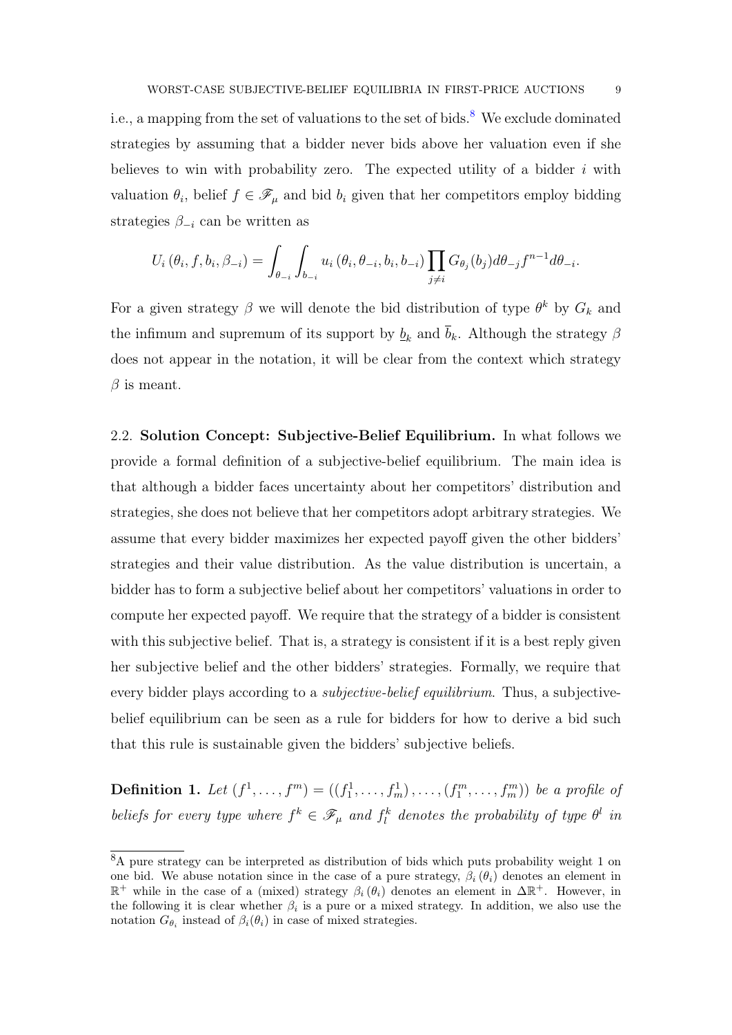i.e., a mapping from the set of valuations to the set of bids.[8] We exclude dominated strategies by assuming that a bidder never bids above her valuation even if she believes to win with probability zero. The expected utility of a bidder $i$ with valuation $\theta_i$, belief $f \in \mathscr{F}_\mu$ and bid $b_i$ given that her competitors employ bidding strategies $\beta_{-i}$ can be written as

$$U_i\left(\theta_i, f, b_i, \beta_{-i}\right) = \int_{\theta_{-i}} \int_{b_{-i}} u_i\left(\theta_i, \theta_{-i}, b_i, b_{-i}\right) \prod_{j \neq i} G_{\theta_j}(b_j) d\theta_{-j} f^{n-1} d\theta_{-i}.$$

For a given strategy $\beta$ we will denote the bid distribution of type $\theta^k$ by $G_k$ and the infimum and supremum of its support by $\underline{b}_k$ and $\overline{b}_k$. Although the strategy $\beta$ does not appear in the notation, it will be clear from the context which strategy $\beta$ is meant.

## 2.2. Solution Concept: Subjective-Belief Equilibrium.

In what follows we provide a formal definition of a subjective-belief equilibrium. The main idea is that although a bidder faces uncertainty about her competitors' distribution and strategies, she does not believe that her competitors adopt arbitrary strategies. We assume that every bidder maximizes her expected payoff given the other bidders' strategies and their value distribution. As the value distribution is uncertain, a bidder has to form a subjective belief about her competitors' valuations in order to compute her expected payoff. We require that the strategy of a bidder is consistent with this subjective belief. That is, a strategy is consistent if it is a best reply given her subjective belief and the other bidders' strategies. Formally, we require that every bidder plays according to a *subjective-belief equilibrium*. Thus, a subjective-belief equilibrium can be seen as a rule for bidders for how to derive a bid such that this rule is sustainable given the bidders' subjective beliefs.

**Definition 1.** *Let* $(f^1, \ldots, f^m) = ((f_1^1, \ldots, f_m^1), \ldots, (f_1^m, \ldots, f_m^m))$ *be a profile of beliefs for every type where* $f^k \in \mathscr{F}_\mu$ *and* $f_l^k$ *denotes the probability of type* $\theta^l$ *in*

---

[8] A pure strategy can be interpreted as distribution of bids which puts probability weight 1 on one bid. We abuse notation since in the case of a pure strategy, $\beta_i(\theta_i)$ denotes an element in $\mathbb{R}^+$ while in the case of a (mixed) strategy $\beta_i(\theta_i)$ denotes an element in $\Delta\mathbb{R}^+$. However, in the following it is clear whether $\beta_i$ is a pure or a mixed strategy. In addition, we also use the notation $G_{\theta_i}$ instead of $\beta_i(\theta_i)$ in case of mixed strategies.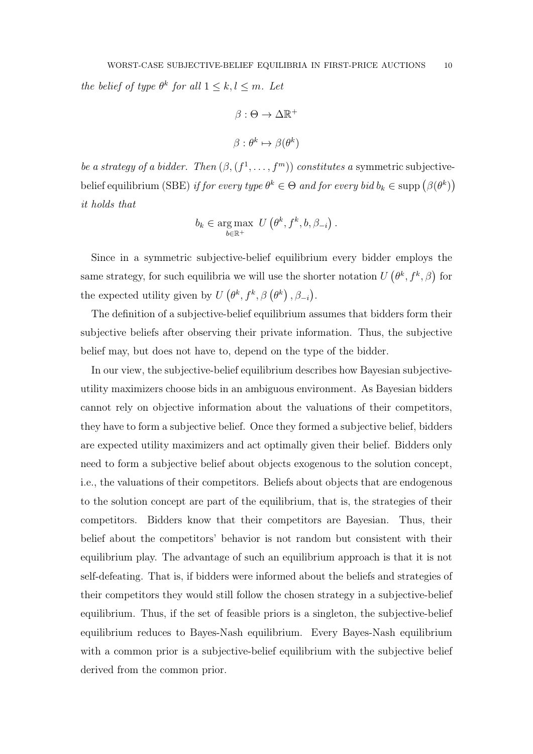*the belief of type $\theta^k$ for all $1 \leq k, l \leq m$. Let*

$$\beta : \Theta \to \Delta\mathbb{R}^+$$

$$\beta : \theta^k \mapsto \beta(\theta^k)$$

*be a strategy of a bidder. Then $(\beta, (f^1, \ldots, f^m))$ constitutes a* symmetric subjective-belief equilibrium (SBE) *if for every type $\theta^k \in \Theta$ and for every bid $b_k \in \operatorname{supp}(\beta(\theta^k))$ it holds that*

$$b_k \in \underset{b \in \mathbb{R}^+}{\arg\max} \; U\left(\theta^k, f^k, b, \beta_{-i}\right).$$

Since in a symmetric subjective-belief equilibrium every bidder employs the same strategy, for such equilibria we will use the shorter notation $U\left(\theta^k, f^k, \beta\right)$ for the expected utility given by $U\left(\theta^k, f^k, \beta\left(\theta^k\right), \beta_{-i}\right)$.

The definition of a subjective-belief equilibrium assumes that bidders form their subjective beliefs after observing their private information. Thus, the subjective belief may, but does not have to, depend on the type of the bidder.

In our view, the subjective-belief equilibrium describes how Bayesian subjective-utility maximizers choose bids in an ambiguous environment. As Bayesian bidders cannot rely on objective information about the valuations of their competitors, they have to form a subjective belief. Once they formed a subjective belief, bidders are expected utility maximizers and act optimally given their belief. Bidders only need to form a subjective belief about objects exogenous to the solution concept, i.e., the valuations of their competitors. Beliefs about objects that are endogenous to the solution concept are part of the equilibrium, that is, the strategies of their competitors. Bidders know that their competitors are Bayesian. Thus, their belief about the competitors' behavior is not random but consistent with their equilibrium play. The advantage of such an equilibrium approach is that it is not self-defeating. That is, if bidders were informed about the beliefs and strategies of their competitors they would still follow the chosen strategy in a subjective-belief equilibrium. Thus, if the set of feasible priors is a singleton, the subjective-belief equilibrium reduces to Bayes-Nash equilibrium. Every Bayes-Nash equilibrium with a common prior is a subjective-belief equilibrium with the subjective belief derived from the common prior.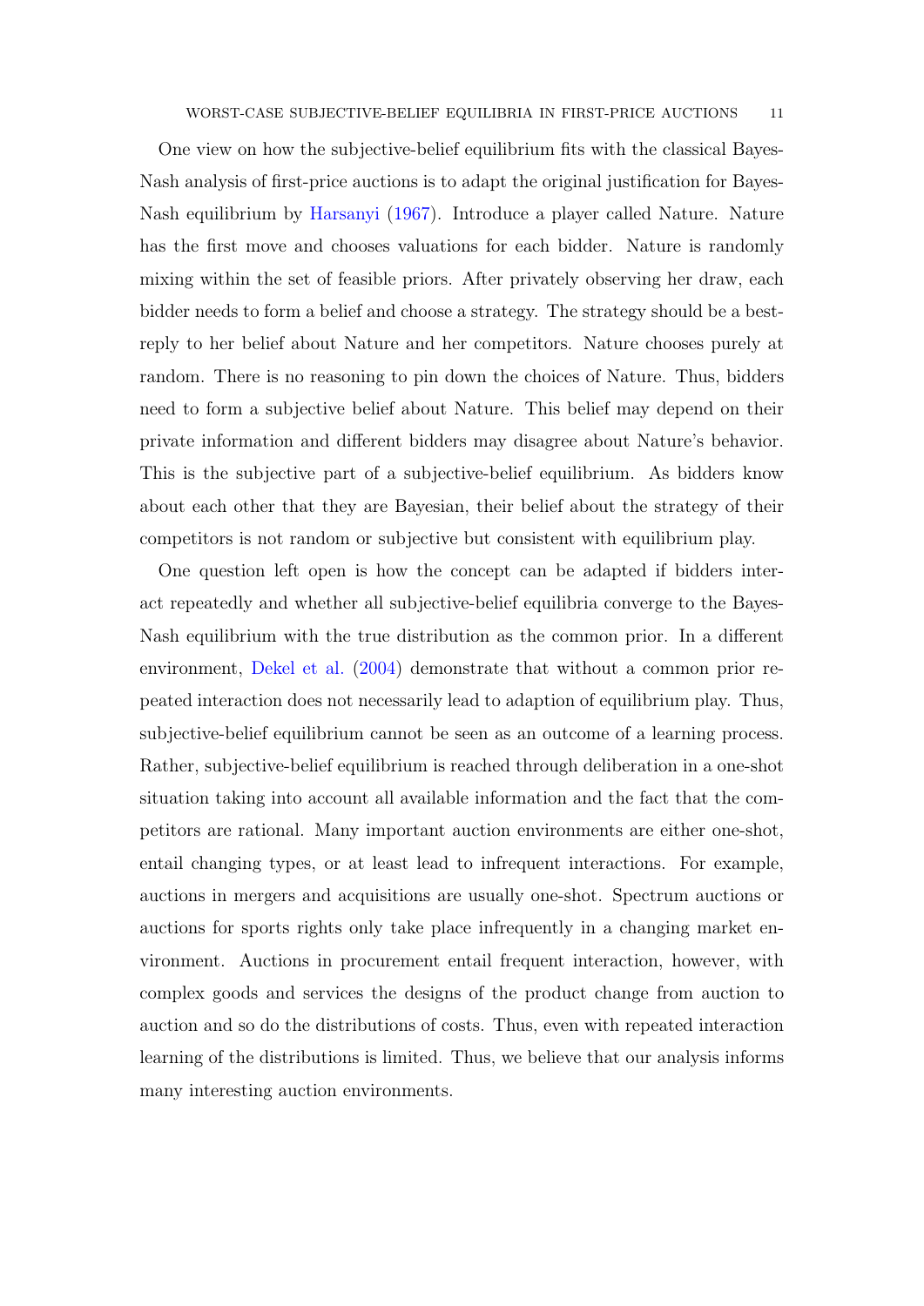One view on how the subjective-belief equilibrium fits with the classical Bayes-Nash analysis of first-price auctions is to adapt the original justification for Bayes-Nash equilibrium by Harsanyi (1967). Introduce a player called Nature. Nature has the first move and chooses valuations for each bidder. Nature is randomly mixing within the set of feasible priors. After privately observing her draw, each bidder needs to form a belief and choose a strategy. The strategy should be a best-reply to her belief about Nature and her competitors. Nature chooses purely at random. There is no reasoning to pin down the choices of Nature. Thus, bidders need to form a subjective belief about Nature. This belief may depend on their private information and different bidders may disagree about Nature's behavior. This is the subjective part of a subjective-belief equilibrium. As bidders know about each other that they are Bayesian, their belief about the strategy of their competitors is not random or subjective but consistent with equilibrium play.

One question left open is how the concept can be adapted if bidders interact repeatedly and whether all subjective-belief equilibria converge to the Bayes-Nash equilibrium with the true distribution as the common prior. In a different environment, Dekel et al. (2004) demonstrate that without a common prior repeated interaction does not necessarily lead to adaption of equilibrium play. Thus, subjective-belief equilibrium cannot be seen as an outcome of a learning process. Rather, subjective-belief equilibrium is reached through deliberation in a one-shot situation taking into account all available information and the fact that the competitors are rational. Many important auction environments are either one-shot, entail changing types, or at least lead to infrequent interactions. For example, auctions in mergers and acquisitions are usually one-shot. Spectrum auctions or auctions for sports rights only take place infrequently in a changing market environment. Auctions in procurement entail frequent interaction, however, with complex goods and services the designs of the product change from auction to auction and so do the distributions of costs. Thus, even with repeated interaction learning of the distributions is limited. Thus, we believe that our analysis informs many interesting auction environments.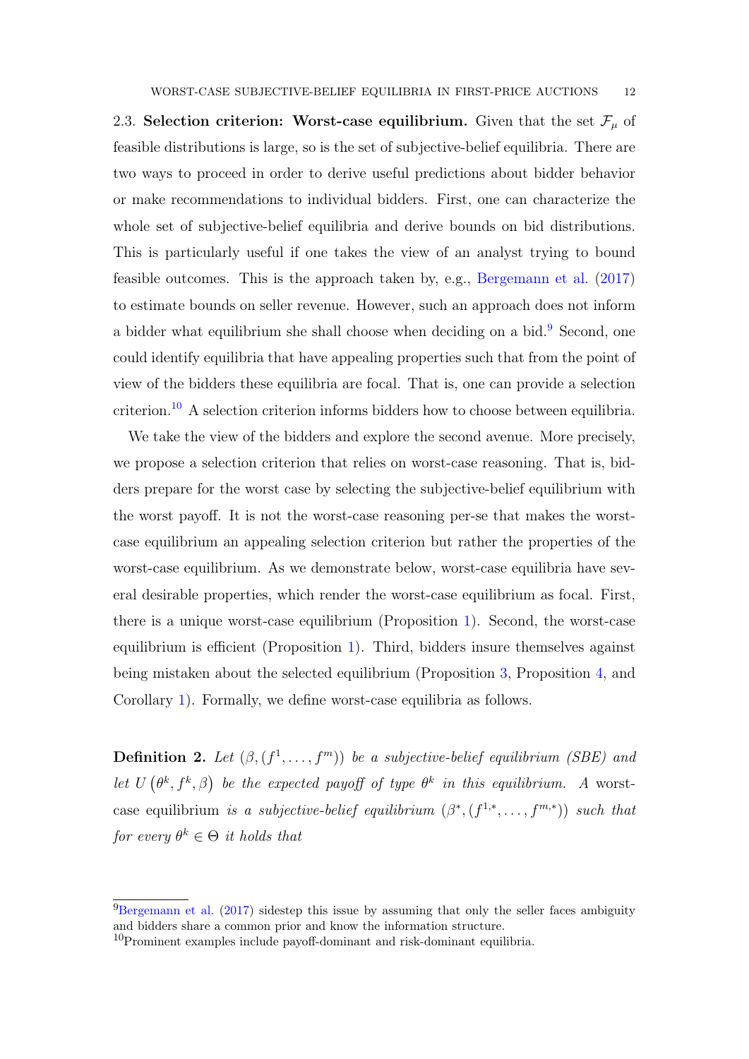### 2.3. Selection criterion: Worst-case equilibrium.

Given that the set $\mathcal{F}_\mu$ of feasible distributions is large, so is the set of subjective-belief equilibria. There are two ways to proceed in order to derive useful predictions about bidder behavior or make recommendations to individual bidders. First, one can characterize the whole set of subjective-belief equilibria and derive bounds on bid distributions. This is particularly useful if one takes the view of an analyst trying to bound feasible outcomes. This is the approach taken by, e.g., Bergemann et al. (2017) to estimate bounds on seller revenue. However, such an approach does not inform a bidder what equilibrium she shall choose when deciding on a bid.[9] Second, one could identify equilibria that have appealing properties such that from the point of view of the bidders these equilibria are focal. That is, one can provide a selection criterion.[10] A selection criterion informs bidders how to choose between equilibria.

We take the view of the bidders and explore the second avenue. More precisely, we propose a selection criterion that relies on worst-case reasoning. That is, bidders prepare for the worst case by selecting the subjective-belief equilibrium with the worst payoff. It is not the worst-case reasoning per-se that makes the worst-case equilibrium an appealing selection criterion but rather the properties of the worst-case equilibrium. As we demonstrate below, worst-case equilibria have several desirable properties, which render the worst-case equilibrium as focal. First, there is a unique worst-case equilibrium (Proposition 1). Second, the worst-case equilibrium is efficient (Proposition 1). Third, bidders insure themselves against being mistaken about the selected equilibrium (Proposition 3, Proposition 4, and Corollary 1). Formally, we define worst-case equilibria as follows.

**Definition 2.** *Let $(\beta, (f^1, \ldots, f^m))$ be a subjective-belief equilibrium (SBE) and let $U(\theta^k, f^k, \beta)$ be the expected payoff of type $\theta^k$ in this equilibrium. A* worst-case equilibrium *is a subjective-belief equilibrium $(\beta^*, (f^{1,*}, \ldots, f^{m,*}))$ such that for every $\theta^k \in \Theta$ it holds that*

---

[9] Bergemann et al. (2017) sidestep this issue by assuming that only the seller faces ambiguity and bidders share a common prior and know the information structure.

[10] Prominent examples include payoff-dominant and risk-dominant equilibria.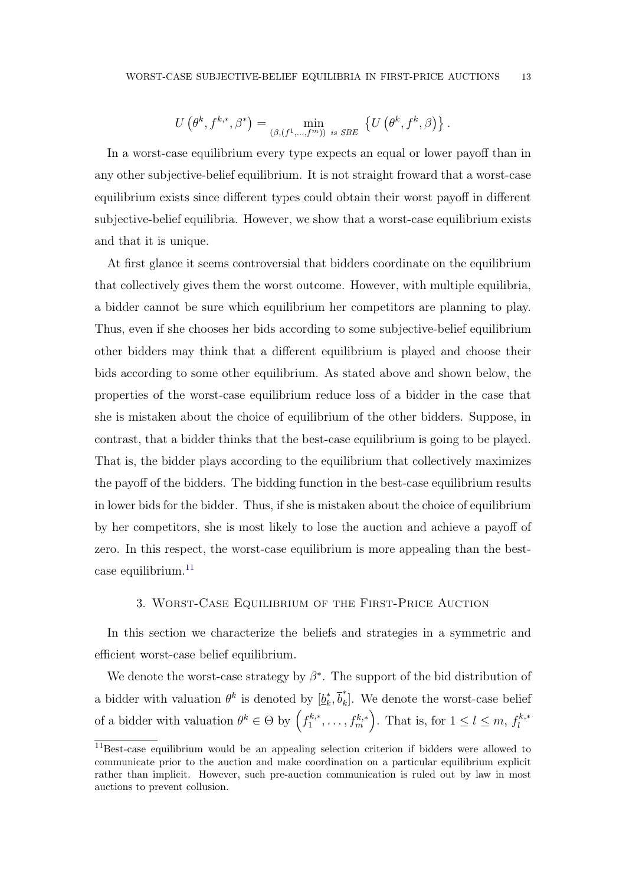$$U\left(\theta^k, f^{k,*}, \beta^*\right) = \min_{(\beta,(f^1,\ldots,f^m)) \text{ is SBE}} \left\{U\left(\theta^k, f^k, \beta\right)\right\}.$$

In a worst-case equilibrium every type expects an equal or lower payoff than in any other subjective-belief equilibrium. It is not straight froward that a worst-case equilibrium exists since different types could obtain their worst payoff in different subjective-belief equilibria. However, we show that a worst-case equilibrium exists and that it is unique.

At first glance it seems controversial that bidders coordinate on the equilibrium that collectively gives them the worst outcome. However, with multiple equilibria, a bidder cannot be sure which equilibrium her competitors are planning to play. Thus, even if she chooses her bids according to some subjective-belief equilibrium other bidders may think that a different equilibrium is played and choose their bids according to some other equilibrium. As stated above and shown below, the properties of the worst-case equilibrium reduce loss of a bidder in the case that she is mistaken about the choice of equilibrium of the other bidders. Suppose, in contrast, that a bidder thinks that the best-case equilibrium is going to be played. That is, the bidder plays according to the equilibrium that collectively maximizes the payoff of the bidders. The bidding function in the best-case equilibrium results in lower bids for the bidder. Thus, if she is mistaken about the choice of equilibrium by her competitors, she is most likely to lose the auction and achieve a payoff of zero. In this respect, the worst-case equilibrium is more appealing than the best-case equilibrium.[11]

## 3. Worst-Case Equilibrium of the First-Price Auction

In this section we characterize the beliefs and strategies in a symmetric and efficient worst-case belief equilibrium.

We denote the worst-case strategy by $\beta^*$. The support of the bid distribution of a bidder with valuation $\theta^k$ is denoted by $[\underline{b}_k^*, \overline{b}_k^*]$. We denote the worst-case belief of a bidder with valuation $\theta^k \in \Theta$ by $\left(f_1^{k,*}, \ldots, f_m^{k,*}\right)$. That is, for $1 \leq l \leq m$, $f_l^{k,*}$

[11] Best-case equilibrium would be an appealing selection criterion if bidders were allowed to communicate prior to the auction and make coordination on a particular equilibrium explicit rather than implicit. However, such pre-auction communication is ruled out by law in most auctions to prevent collusion.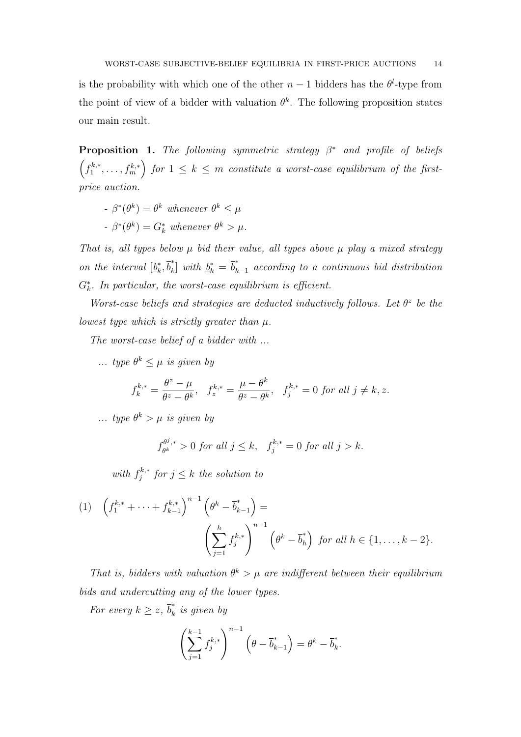is the probability with which one of the other $n-1$ bidders has the $\theta^l$-type from the point of view of a bidder with valuation $\theta^k$. The following proposition states our main result.

**Proposition 1.** *The following symmetric strategy $\beta^*$ and profile of beliefs $\left(f_1^{k,*}, \ldots, f_m^{k,*}\right)$ for $1 \leq k \leq m$ constitute a worst-case equilibrium of the first-price auction.*

- *$\beta^*(\theta^k) = \theta^k$ whenever $\theta^k \leq \mu$*
- *$\beta^*(\theta^k) = G_k^*$ whenever $\theta^k > \mu$.*

*That is, all types below $\mu$ bid their value, all types above $\mu$ play a mixed strategy on the interval $[\underline{b}_k^*, \overline{b}_k^*]$ with $\underline{b}_k^* = \overline{b}_{k-1}^*$ according to a continuous bid distribution $G_k^*$. In particular, the worst-case equilibrium is efficient.*

*Worst-case beliefs and strategies are deducted inductively follows. Let $\theta^z$ be the lowest type which is strictly greater than $\mu$.*

*The worst-case belief of a bidder with ...*

*... type $\theta^k \leq \mu$ is given by*

$$f_k^{k,*} = \frac{\theta^z - \mu}{\theta^z - \theta^k}, \quad f_z^{k,*} = \frac{\mu - \theta^k}{\theta^z - \theta^k}, \quad f_j^{k,*} = 0 \text{ for all } j \neq k, z.$$

*... type $\theta^k > \mu$ is given by*

$$f_{\theta^k}^{\theta^j,*} > 0 \text{ for all } j \leq k, \quad f_j^{k,*} = 0 \text{ for all } j > k.$$

*with $f_j^{k,*}$ for $j \leq k$ the solution to*

$$\left(f_1^{k,*} + \cdots + f_{k-1}^{k,*}\right)^{n-1} \left(\theta^k - \overline{b}_{k-1}^*\right) = \left(\sum_{j=1}^{h} f_j^{k,*}\right)^{n-1} \left(\theta^k - \overline{b}_h^*\right) \text{ for all } h \in \{1, \ldots, k-2\}. \tag{1}$$

*That is, bidders with valuation $\theta^k > \mu$ are indifferent between their equilibrium bids and undercutting any of the lower types.*

*For every $k \geq z$, $\overline{b}_k^*$ is given by*

$$\left(\sum_{j=1}^{k-1} f_j^{k,*}\right)^{n-1} \left(\theta - \overline{b}_{k-1}^*\right) = \theta^k - \overline{b}_k^*.$$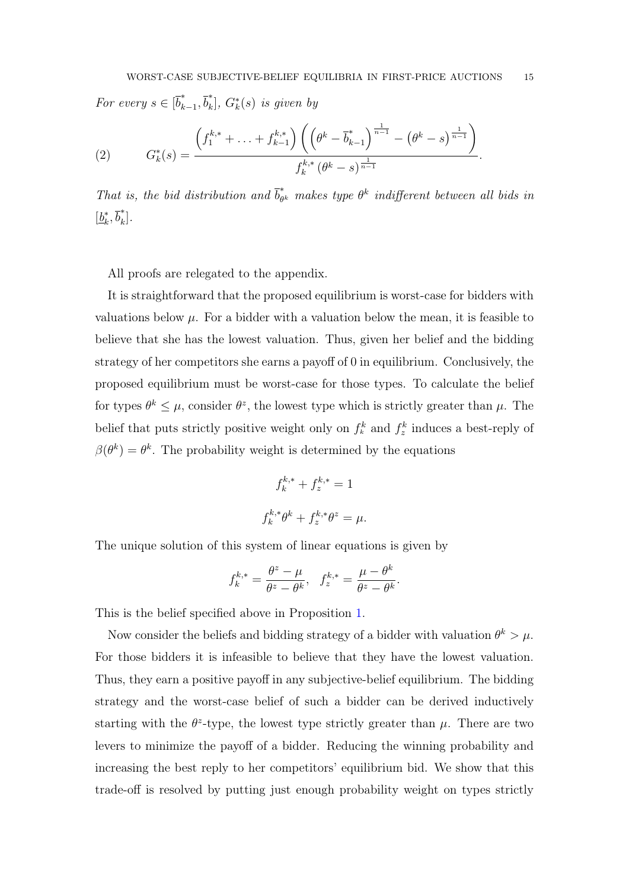*For every $s \in [\overline{b}^*_{k-1}, \overline{b}^*_k]$, $G^*_k(s)$ is given by*

$$G^*_k(s) = \frac{\left(f^{k,*}_1 + \ldots + f^{k,*}_{k-1}\right)\left(\left(\theta^k - \overline{b}^*_{k-1}\right)^{\frac{1}{n-1}} - \left(\theta^k - s\right)^{\frac{1}{n-1}}\right)}{f^{k,*}_k \left(\theta^k - s\right)^{\frac{1}{n-1}}}. \tag{2}$$

*That is, the bid distribution and $\overline{b}^*_{\theta^k}$ makes type $\theta^k$ indifferent between all bids in $[\underline{b}^*_k, \overline{b}^*_k]$.*

All proofs are relegated to the appendix.

It is straightforward that the proposed equilibrium is worst-case for bidders with valuations below $\mu$. For a bidder with a valuation below the mean, it is feasible to believe that she has the lowest valuation. Thus, given her belief and the bidding strategy of her competitors she earns a payoff of 0 in equilibrium. Conclusively, the proposed equilibrium must be worst-case for those types. To calculate the belief for types $\theta^k \leq \mu$, consider $\theta^z$, the lowest type which is strictly greater than $\mu$. The belief that puts strictly positive weight only on $f^k_k$ and $f^k_z$ induces a best-reply of $\beta(\theta^k) = \theta^k$. The probability weight is determined by the equations

$$f^{k,*}_k + f^{k,*}_z = 1$$

$$f^{k,*}_k \theta^k + f^{k,*}_z \theta^z = \mu.$$

The unique solution of this system of linear equations is given by

$$f^{k,*}_k = \frac{\theta^z - \mu}{\theta^z - \theta^k}, \quad f^{k,*}_z = \frac{\mu - \theta^k}{\theta^z - \theta^k}.$$

This is the belief specified above in Proposition 1.

Now consider the beliefs and bidding strategy of a bidder with valuation $\theta^k > \mu$. For those bidders it is infeasible to believe that they have the lowest valuation. Thus, they earn a positive payoff in any subjective-belief equilibrium. The bidding strategy and the worst-case belief of such a bidder can be derived inductively starting with the $\theta^z$-type, the lowest type strictly greater than $\mu$. There are two levers to minimize the payoff of a bidder. Reducing the winning probability and increasing the best reply to her competitors' equilibrium bid. We show that this trade-off is resolved by putting just enough probability weight on types strictly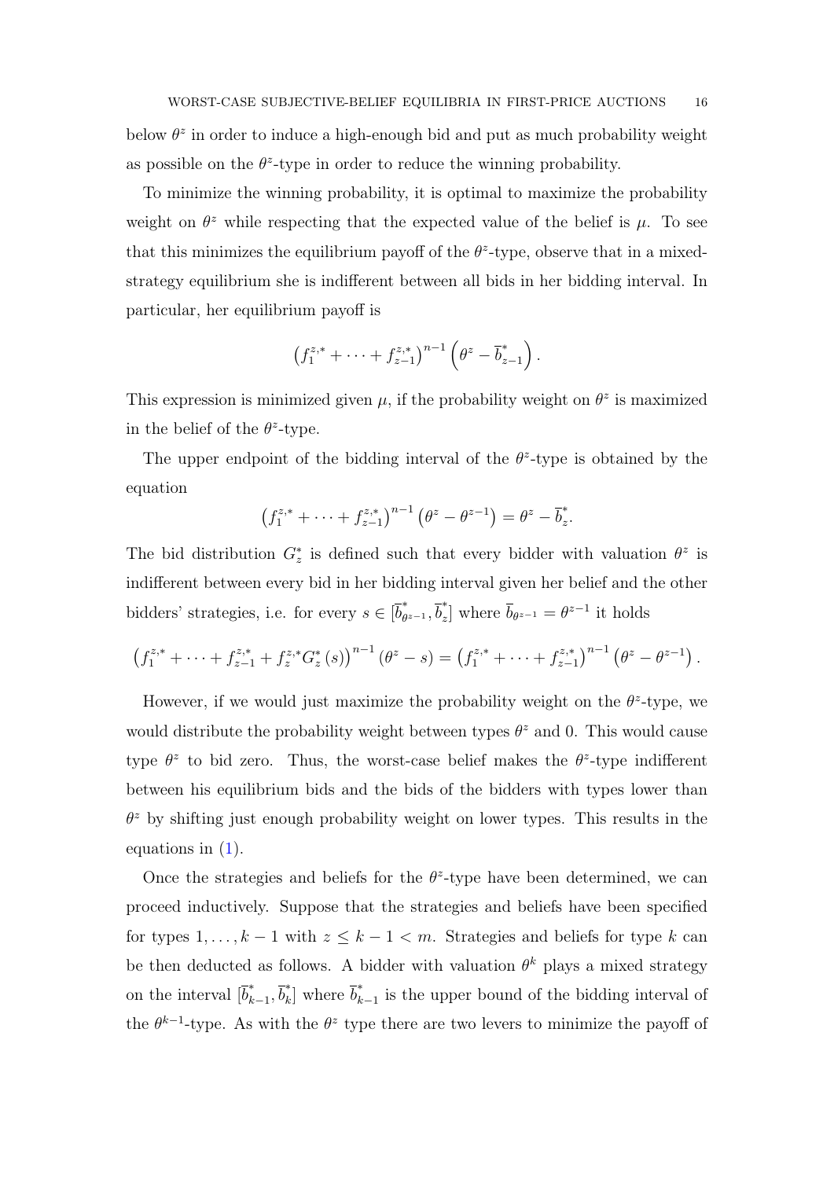below $\theta^z$ in order to induce a high-enough bid and put as much probability weight as possible on the $\theta^z$-type in order to reduce the winning probability.

To minimize the winning probability, it is optimal to maximize the probability weight on $\theta^z$ while respecting that the expected value of the belief is $\mu$. To see that this minimizes the equilibrium payoff of the $\theta^z$-type, observe that in a mixed-strategy equilibrium she is indifferent between all bids in her bidding interval. In particular, her equilibrium payoff is

$$\left(f_1^{z,*} + \cdots + f_{z-1}^{z,*}\right)^{n-1} \left(\theta^z - \overline{b}_{z-1}^*\right).$$

This expression is minimized given $\mu$, if the probability weight on $\theta^z$ is maximized in the belief of the $\theta^z$-type.

The upper endpoint of the bidding interval of the $\theta^z$-type is obtained by the equation

$$\left(f_1^{z,*} + \cdots + f_{z-1}^{z,*}\right)^{n-1} \left(\theta^z - \theta^{z-1}\right) = \theta^z - \overline{b}_z^*.$$

The bid distribution $G_z^*$ is defined such that every bidder with valuation $\theta^z$ is indifferent between every bid in her bidding interval given her belief and the other bidders' strategies, i.e. for every $s \in [\overline{b}_{\theta^{z-1}}^*, \overline{b}_z^*]$ where $\overline{b}_{\theta^{z-1}} = \theta^{z-1}$ it holds

$$\left(f_1^{z,*} + \cdots + f_{z-1}^{z,*} + f_z^{z,*} G_z^*(s)\right)^{n-1} (\theta^z - s) = \left(f_1^{z,*} + \cdots + f_{z-1}^{z,*}\right)^{n-1} \left(\theta^z - \theta^{z-1}\right).$$

However, if we would just maximize the probability weight on the $\theta^z$-type, we would distribute the probability weight between types $\theta^z$ and 0. This would cause type $\theta^z$ to bid zero. Thus, the worst-case belief makes the $\theta^z$-type indifferent between his equilibrium bids and the bids of the bidders with types lower than $\theta^z$ by shifting just enough probability weight on lower types. This results in the equations in (1).

Once the strategies and beliefs for the $\theta^z$-type have been determined, we can proceed inductively. Suppose that the strategies and beliefs have been specified for types $1, \ldots, k-1$ with $z \leq k-1 < m$. Strategies and beliefs for type $k$ can be then deducted as follows. A bidder with valuation $\theta^k$ plays a mixed strategy on the interval $[\overline{b}_{k-1}^*, \overline{b}_k^*]$ where $\overline{b}_{k-1}^*$ is the upper bound of the bidding interval of the $\theta^{k-1}$-type. As with the $\theta^z$ type there are two levers to minimize the payoff of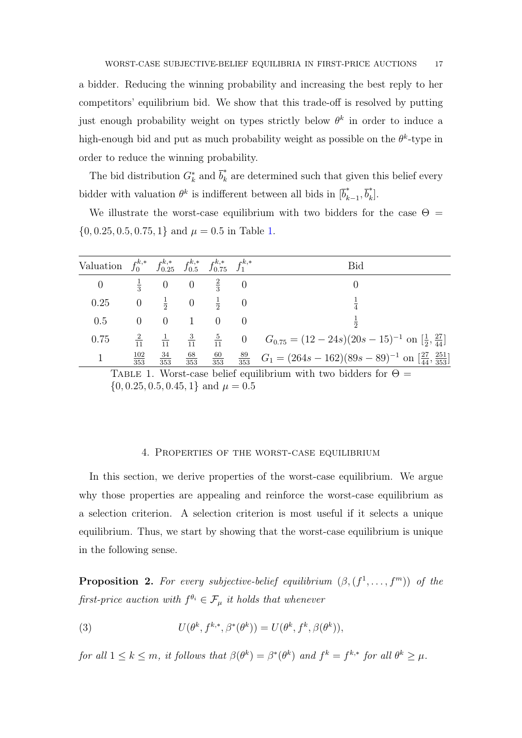a bidder. Reducing the winning probability and increasing the best reply to her competitors' equilibrium bid. We show that this trade-off is resolved by putting just enough probability weight on types strictly below $\theta^k$ in order to induce a high-enough bid and put as much probability weight as possible on the $\theta^k$-type in order to reduce the winning probability.

The bid distribution $G_k^*$ and $\overline{b}_k^*$ are determined such that given this belief every bidder with valuation $\theta^k$ is indifferent between all bids in $[\overline{b}_{k-1}^*, \overline{b}_k^*]$.

We illustrate the worst-case equilibrium with two bidders for the case $\Theta = \{0, 0.25, 0.5, 0.75, 1\}$ and $\mu = 0.5$ in Table 1.

| Valuation | $f_0^{k,*}$ | $f_{0.25}^{k,*}$ | $f_{0.5}^{k,*}$ | $f_{0.75}^{k,*}$ | $f_1^{k,*}$ | Bid |
|---|---|---|---|---|---|---|
| 0 | $\frac{1}{3}$ | 0 | 0 | $\frac{2}{3}$ | 0 | 0 |
| 0.25 | 0 | $\frac{1}{2}$ | 0 | $\frac{1}{2}$ | 0 | $\frac{1}{4}$ |
| 0.5 | 0 | 0 | 1 | 0 | 0 | $\frac{1}{2}$ |
| 0.75 | $\frac{2}{11}$ | $\frac{1}{11}$ | $\frac{3}{11}$ | $\frac{5}{11}$ | 0 | $G_{0.75} = (12-24s)(20s-15)^{-1}$ on $[\frac{1}{2}, \frac{27}{44}]$ |
| 1 | $\frac{102}{353}$ | $\frac{34}{353}$ | $\frac{68}{353}$ | $\frac{60}{353}$ | $\frac{89}{353}$ | $G_1 = (264s-162)(89s-89)^{-1}$ on $[\frac{27}{44}, \frac{251}{353}]$ |

Table 1. Worst-case belief equilibrium with two bidders for $\Theta = \{0, 0.25, 0.5, 0.45, 1\}$ and $\mu = 0.5$

## 4. Properties of the worst-case equilibrium

In this section, we derive properties of the worst-case equilibrium. We argue why those properties are appealing and reinforce the worst-case equilibrium as a selection criterion. A selection criterion is most useful if it selects a unique equilibrium. Thus, we start by showing that the worst-case equilibrium is unique in the following sense.

**Proposition 2.** *For every subjective-belief equilibrium $(\beta, (f^1, \ldots, f^m))$ of the first-price auction with $f^{\theta_i} \in \mathcal{F}_\mu$ it holds that whenever*

$$U(\theta^k, f^{k,*}, \beta^*(\theta^k)) = U(\theta^k, f^k, \beta(\theta^k)), \tag{3}$$

*for all $1 \leq k \leq m$, it follows that $\beta(\theta^k) = \beta^*(\theta^k)$ and $f^k = f^{k,*}$ for all $\theta^k \geq \mu$.*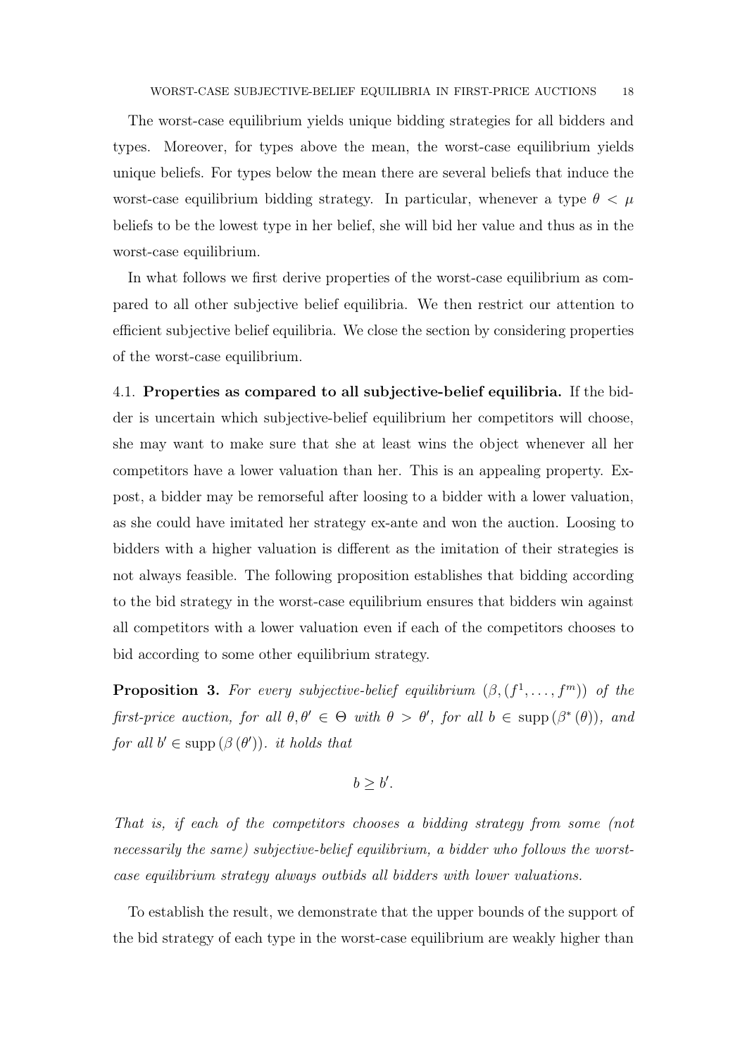The worst-case equilibrium yields unique bidding strategies for all bidders and types. Moreover, for types above the mean, the worst-case equilibrium yields unique beliefs. For types below the mean there are several beliefs that induce the worst-case equilibrium bidding strategy. In particular, whenever a type $\theta < \mu$ beliefs to be the lowest type in her belief, she will bid her value and thus as in the worst-case equilibrium.

In what follows we first derive properties of the worst-case equilibrium as compared to all other subjective belief equilibria. We then restrict our attention to efficient subjective belief equilibria. We close the section by considering properties of the worst-case equilibrium.

4.1. **Properties as compared to all subjective-belief equilibria.** If the bidder is uncertain which subjective-belief equilibrium her competitors will choose, she may want to make sure that she at least wins the object whenever all her competitors have a lower valuation than her. This is an appealing property. Ex-post, a bidder may be remorseful after loosing to a bidder with a lower valuation, as she could have imitated her strategy ex-ante and won the auction. Loosing to bidders with a higher valuation is different as the imitation of their strategies is not always feasible. The following proposition establishes that bidding according to the bid strategy in the worst-case equilibrium ensures that bidders win against all competitors with a lower valuation even if each of the competitors chooses to bid according to some other equilibrium strategy.

**Proposition 3.** *For every subjective-belief equilibrium $(\beta, (f^1, \ldots, f^m))$ of the first-price auction, for all $\theta, \theta' \in \Theta$ with $\theta > \theta'$, for all $b \in \operatorname{supp}(\beta^*(\theta))$, and for all $b' \in \operatorname{supp}(\beta(\theta'))$. it holds that*

$$b \geq b'.$$

*That is, if each of the competitors chooses a bidding strategy from some (not necessarily the same) subjective-belief equilibrium, a bidder who follows the worst-case equilibrium strategy always outbids all bidders with lower valuations.*

To establish the result, we demonstrate that the upper bounds of the support of the bid strategy of each type in the worst-case equilibrium are weakly higher than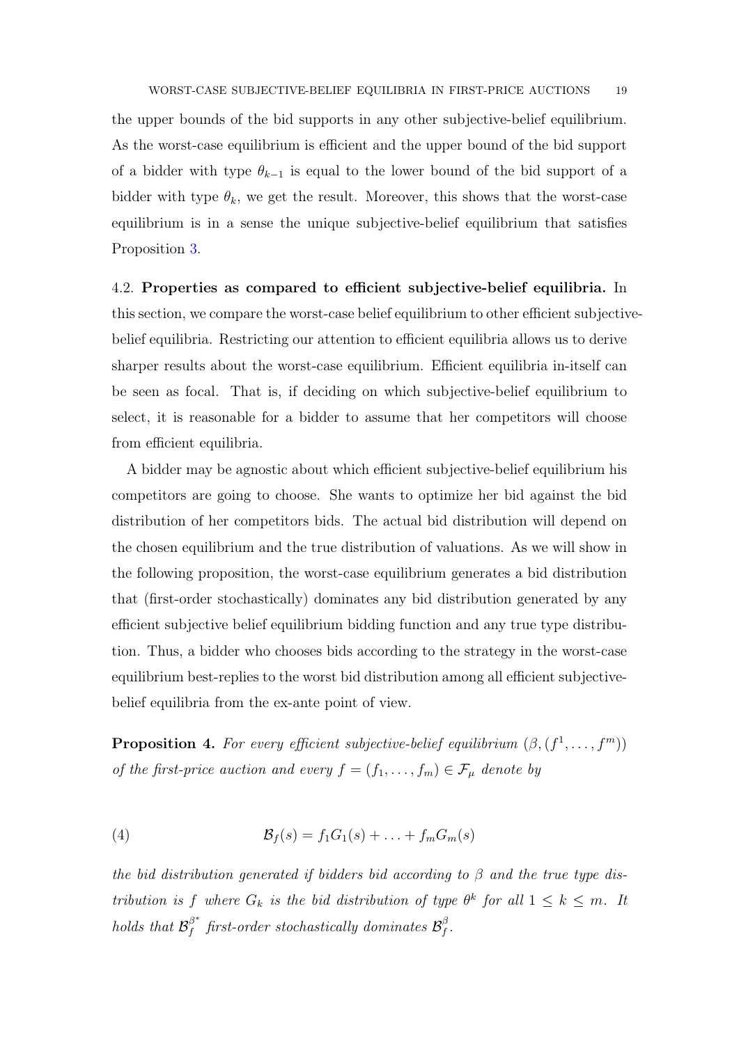the upper bounds of the bid supports in any other subjective-belief equilibrium. As the worst-case equilibrium is efficient and the upper bound of the bid support of a bidder with type $\theta_{k-1}$ is equal to the lower bound of the bid support of a bidder with type $\theta_k$, we get the result. Moreover, this shows that the worst-case equilibrium is in a sense the unique subjective-belief equilibrium that satisfies Proposition 3.

## 4.2. Properties as compared to efficient subjective-belief equilibria.

In this section, we compare the worst-case belief equilibrium to other efficient subjective-belief equilibria. Restricting our attention to efficient equilibria allows us to derive sharper results about the worst-case equilibrium. Efficient equilibria in-itself can be seen as focal. That is, if deciding on which subjective-belief equilibrium to select, it is reasonable for a bidder to assume that her competitors will choose from efficient equilibria.

A bidder may be agnostic about which efficient subjective-belief equilibrium his competitors are going to choose. She wants to optimize her bid against the bid distribution of her competitors bids. The actual bid distribution will depend on the chosen equilibrium and the true distribution of valuations. As we will show in the following proposition, the worst-case equilibrium generates a bid distribution that (first-order stochastically) dominates any bid distribution generated by any efficient subjective belief equilibrium bidding function and any true type distribution. Thus, a bidder who chooses bids according to the strategy in the worst-case equilibrium best-replies to the worst bid distribution among all efficient subjective-belief equilibria from the ex-ante point of view.

**Proposition 4.** *For every efficient subjective-belief equilibrium $(\beta, (f^1, \ldots, f^m))$ of the first-price auction and every $f = (f_1, \ldots, f_m) \in \mathcal{F}_\mu$ denote by*

$$\mathcal{B}_f(s) = f_1 G_1(s) + \ldots + f_m G_m(s) \tag{4}$$

*the bid distribution generated if bidders bid according to $\beta$ and the true type distribution is $f$ where $G_k$ is the bid distribution of type $\theta^k$ for all $1 \leq k \leq m$. It holds that $\mathcal{B}_f^{\beta^*}$ first-order stochastically dominates $\mathcal{B}_f^{\beta}$.*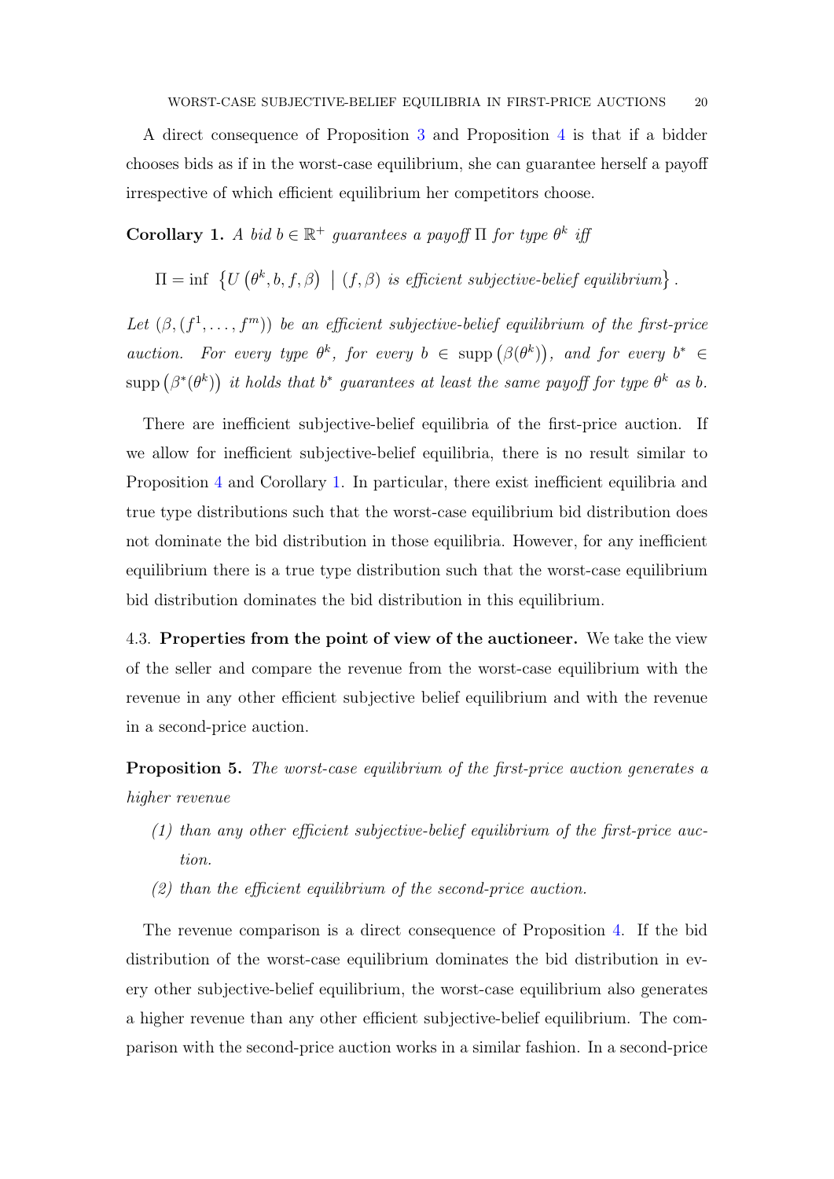A direct consequence of Proposition 3 and Proposition 4 is that if a bidder chooses bids as if in the worst-case equilibrium, she can guarantee herself a payoff irrespective of which efficient equilibrium her competitors choose.

**Corollary 1.** *A bid $b \in \mathbb{R}^+$ guarantees a payoff $\Pi$ for type $\theta^k$ iff*

$$\Pi = \inf \left\{ U\left(\theta^k, b, f, \beta\right) \;\middle|\; (f, \beta) \text{ is efficient subjective-belief equilibrium} \right\}.$$

*Let $(\beta, (f^1, \ldots, f^m))$ be an efficient subjective-belief equilibrium of the first-price auction. For every type $\theta^k$, for every $b \in \operatorname{supp}\left(\beta(\theta^k)\right)$, and for every $b^* \in \operatorname{supp}\left(\beta^*(\theta^k)\right)$ it holds that $b^*$ guarantees at least the same payoff for type $\theta^k$ as $b$.*

There are inefficient subjective-belief equilibria of the first-price auction. If we allow for inefficient subjective-belief equilibria, there is no result similar to Proposition 4 and Corollary 1. In particular, there exist inefficient equilibria and true type distributions such that the worst-case equilibrium bid distribution does not dominate the bid distribution in those equilibria. However, for any inefficient equilibrium there is a true type distribution such that the worst-case equilibrium bid distribution dominates the bid distribution in this equilibrium.

4.3. **Properties from the point of view of the auctioneer.** We take the view of the seller and compare the revenue from the worst-case equilibrium with the revenue in any other efficient subjective belief equilibrium and with the revenue in a second-price auction.

**Proposition 5.** *The worst-case equilibrium of the first-price auction generates a higher revenue*

1. *than any other efficient subjective-belief equilibrium of the first-price auction.*
2. *than the efficient equilibrium of the second-price auction.*

The revenue comparison is a direct consequence of Proposition 4. If the bid distribution of the worst-case equilibrium dominates the bid distribution in every other subjective-belief equilibrium, the worst-case equilibrium also generates a higher revenue than any other efficient subjective-belief equilibrium. The comparison with the second-price auction works in a similar fashion. In a second-price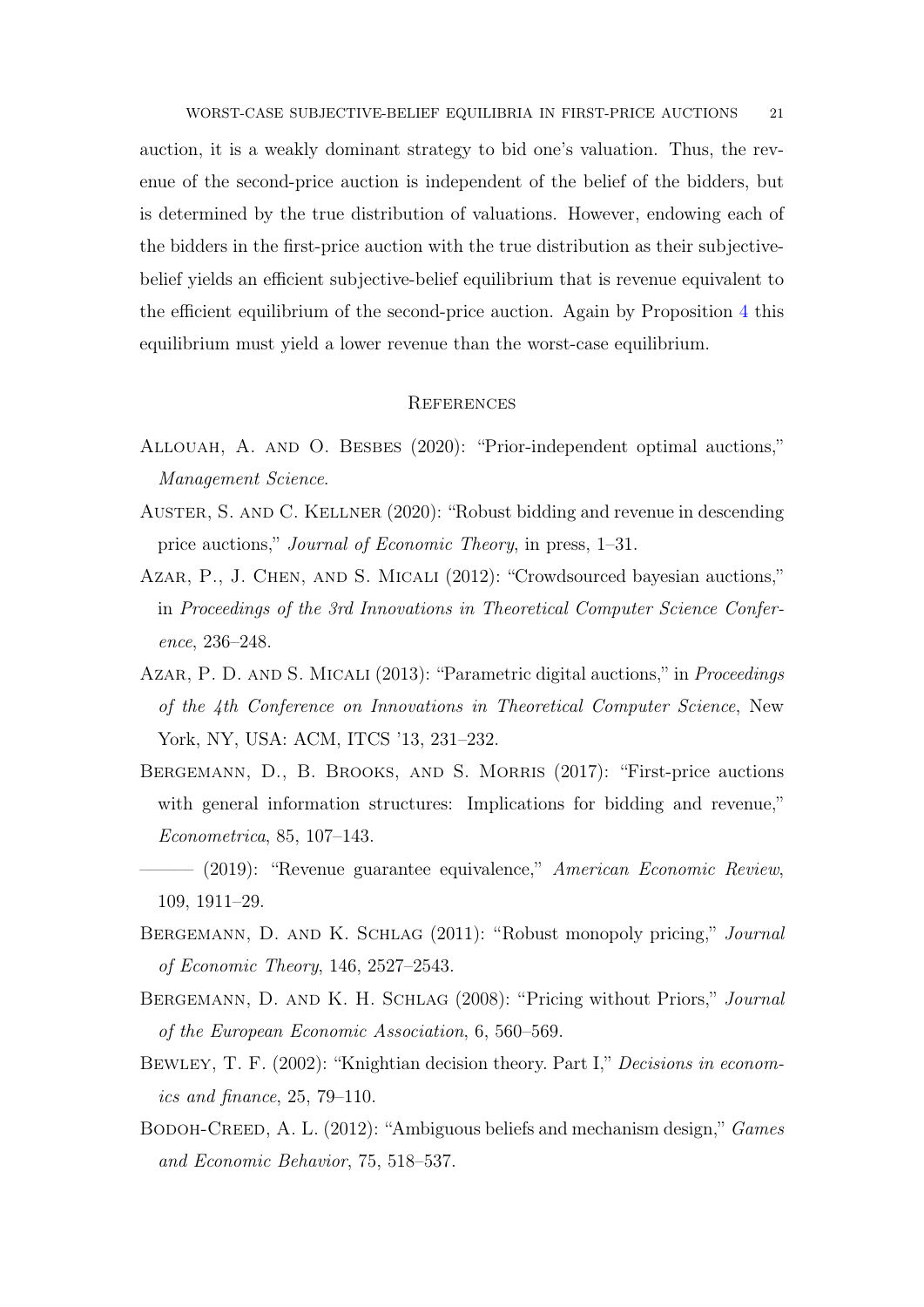auction, it is a weakly dominant strategy to bid one's valuation. Thus, the revenue of the second-price auction is independent of the belief of the bidders, but is determined by the true distribution of valuations. However, endowing each of the bidders in the first-price auction with the true distribution as their subjective-belief yields an efficient subjective-belief equilibrium that is revenue equivalent to the efficient equilibrium of the second-price auction. Again by Proposition 4 this equilibrium must yield a lower revenue than the worst-case equilibrium.

## References

Allouah, A. and O. Besbes (2020): "Prior-independent optimal auctions," *Management Science*.

Auster, S. and C. Kellner (2020): "Robust bidding and revenue in descending price auctions," *Journal of Economic Theory*, in press, 1–31.

Azar, P., J. Chen, and S. Micali (2012): "Crowdsourced bayesian auctions," in *Proceedings of the 3rd Innovations in Theoretical Computer Science Conference*, 236–248.

Azar, P. D. and S. Micali (2013): "Parametric digital auctions," in *Proceedings of the 4th Conference on Innovations in Theoretical Computer Science*, New York, NY, USA: ACM, ITCS '13, 231–232.

Bergemann, D., B. Brooks, and S. Morris (2017): "First-price auctions with general information structures: Implications for bidding and revenue," *Econometrica*, 85, 107–143.

——— (2019): "Revenue guarantee equivalence," *American Economic Review*, 109, 1911–29.

Bergemann, D. and K. Schlag (2011): "Robust monopoly pricing," *Journal of Economic Theory*, 146, 2527–2543.

Bergemann, D. and K. H. Schlag (2008): "Pricing without Priors," *Journal of the European Economic Association*, 6, 560–569.

Bewley, T. F. (2002): "Knightian decision theory. Part I," *Decisions in economics and finance*, 25, 79–110.

Bodoh-Creed, A. L. (2012): "Ambiguous beliefs and mechanism design," *Games and Economic Behavior*, 75, 518–537.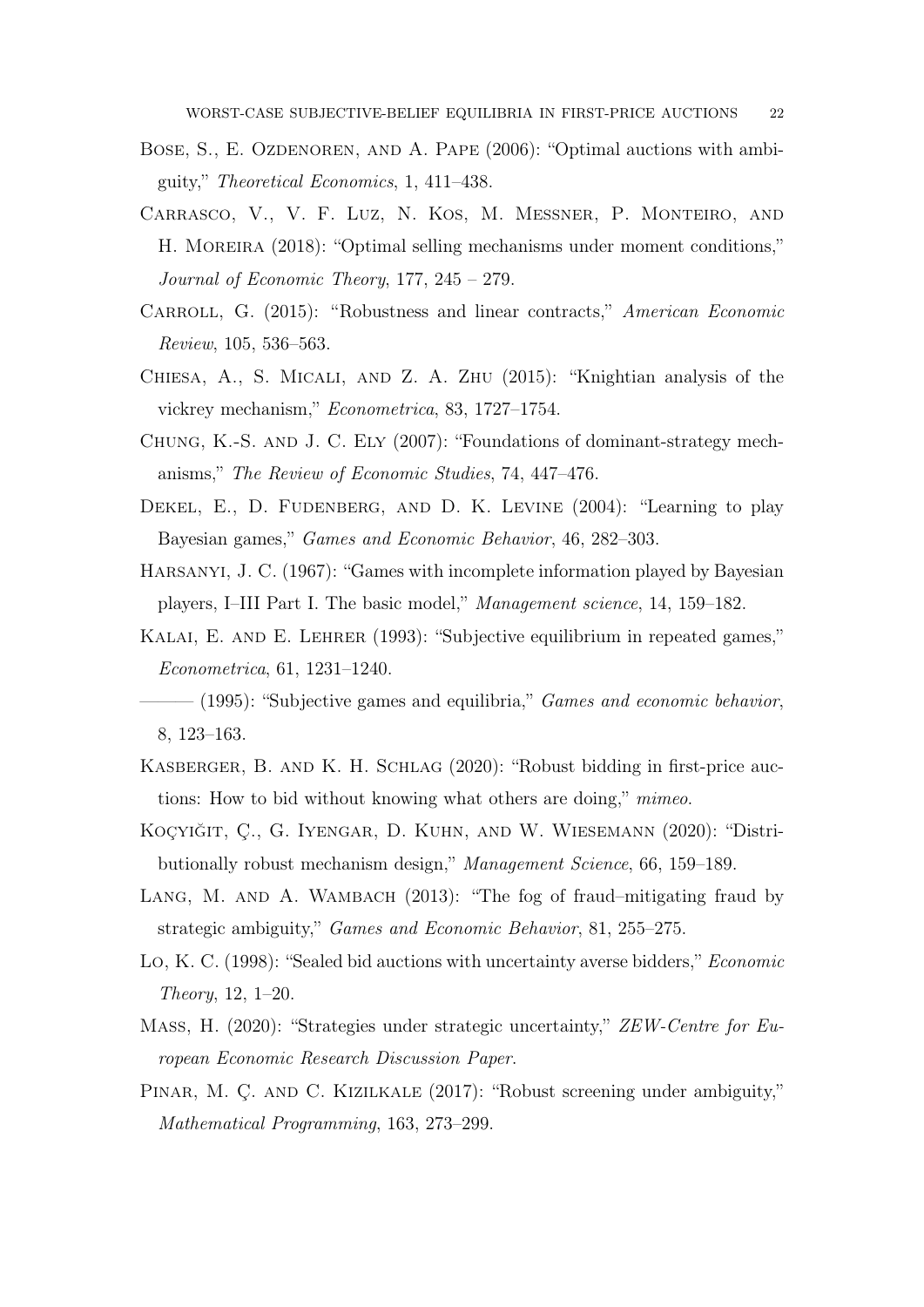Bose, S., E. Ozdenoren, and A. Pape (2006): "Optimal auctions with ambiguity," *Theoretical Economics*, 1, 411–438.

Carrasco, V., V. F. Luz, N. Kos, M. Messner, P. Monteiro, and H. Moreira (2018): "Optimal selling mechanisms under moment conditions," *Journal of Economic Theory*, 177, 245 – 279.

Carroll, G. (2015): "Robustness and linear contracts," *American Economic Review*, 105, 536–563.

Chiesa, A., S. Micali, and Z. A. Zhu (2015): "Knightian analysis of the vickrey mechanism," *Econometrica*, 83, 1727–1754.

Chung, K.-S. and J. C. Ely (2007): "Foundations of dominant-strategy mechanisms," *The Review of Economic Studies*, 74, 447–476.

Dekel, E., D. Fudenberg, and D. K. Levine (2004): "Learning to play Bayesian games," *Games and Economic Behavior*, 46, 282–303.

Harsanyi, J. C. (1967): "Games with incomplete information played by Bayesian players, I–III Part I. The basic model," *Management science*, 14, 159–182.

Kalai, E. and E. Lehrer (1993): "Subjective equilibrium in repeated games," *Econometrica*, 61, 1231–1240.

——— (1995): "Subjective games and equilibria," *Games and economic behavior*, 8, 123–163.

Kasberger, B. and K. H. Schlag (2020): "Robust bidding in first-price auctions: How to bid without knowing what others are doing," *mimeo.*

Koçyiğit, Ç., G. Iyengar, D. Kuhn, and W. Wiesemann (2020): "Distributionally robust mechanism design," *Management Science*, 66, 159–189.

Lang, M. and A. Wambach (2013): "The fog of fraud–mitigating fraud by strategic ambiguity," *Games and Economic Behavior*, 81, 255–275.

Lo, K. C. (1998): "Sealed bid auctions with uncertainty averse bidders," *Economic Theory*, 12, 1–20.

Mass, H. (2020): "Strategies under strategic uncertainty," *ZEW-Centre for European Economic Research Discussion Paper*.

Pinar, M. Ç. and C. Kizilkale (2017): "Robust screening under ambiguity," *Mathematical Programming*, 163, 273–299.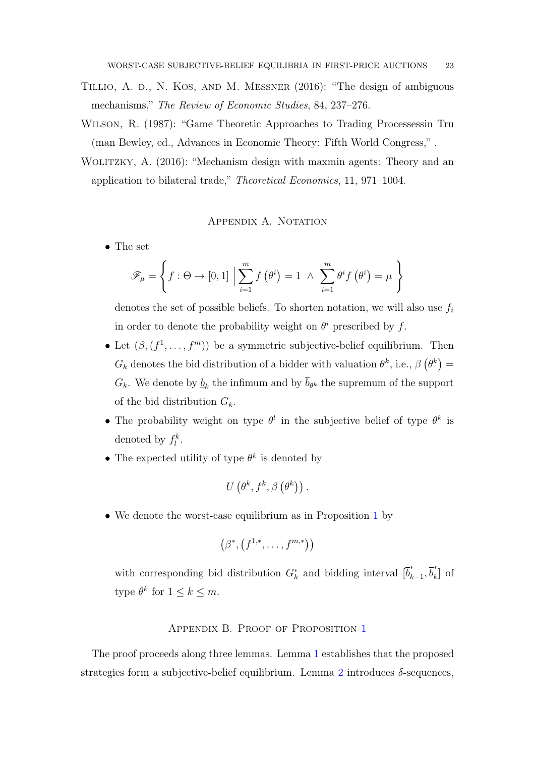Tillio, A. d., N. Kos, and M. Messner (2016): "The design of ambiguous mechanisms," *The Review of Economic Studies*, 84, 237–276.

Wilson, R. (1987): "Game Theoretic Approaches to Trading Processessin Tru (man Bewley, ed., Advances in Economic Theory: Fifth World Congress," .

Wolitzky, A. (2016): "Mechanism design with maxmin agents: Theory and an application to bilateral trade," *Theoretical Economics*, 11, 971–1004.

## Appendix A. Notation

- The set

$$\mathscr{F}_\mu = \left\{ f : \Theta \to [0,1] \;\Big|\; \sum_{i=1}^{m} f\left(\theta^i\right) = 1 \;\wedge\; \sum_{i=1}^{m} \theta^i f\left(\theta^i\right) = \mu \right\}$$

  denotes the set of possible beliefs. To shorten notation, we will also use $f_i$ in order to denote the probability weight on $\theta^i$ prescribed by $f$.

- Let $(\beta, (f^1, \ldots, f^m))$ be a symmetric subjective-belief equilibrium. Then $G_k$ denotes the bid distribution of a bidder with valuation $\theta^k$, i.e., $\beta\left(\theta^k\right) = G_k$. We denote by $\underline{b}_k$ the infimum and by $\overline{b}_{\theta^k}$ the supremum of the support of the bid distribution $G_k$.

- The probability weight on type $\theta^l$ in the subjective belief of type $\theta^k$ is denoted by $f^k_l$.

- The expected utility of type $\theta^k$ is denoted by

$$U\left(\theta^k, f^k, \beta\left(\theta^k\right)\right).$$

- We denote the worst-case equilibrium as in Proposition 1 by

$$\left(\beta^*, \left(f^{1,*}, \ldots, f^{m,*}\right)\right)$$

  with corresponding bid distribution $G^*_k$ and bidding interval $[\overline{b}^*_{k-1}, \overline{b}^*_k]$ of type $\theta^k$ for $1 \leq k \leq m$.

## Appendix B. Proof of Proposition 1

The proof proceeds along three lemmas. Lemma 1 establishes that the proposed strategies form a subjective-belief equilibrium. Lemma 2 introduces $\delta$-sequences,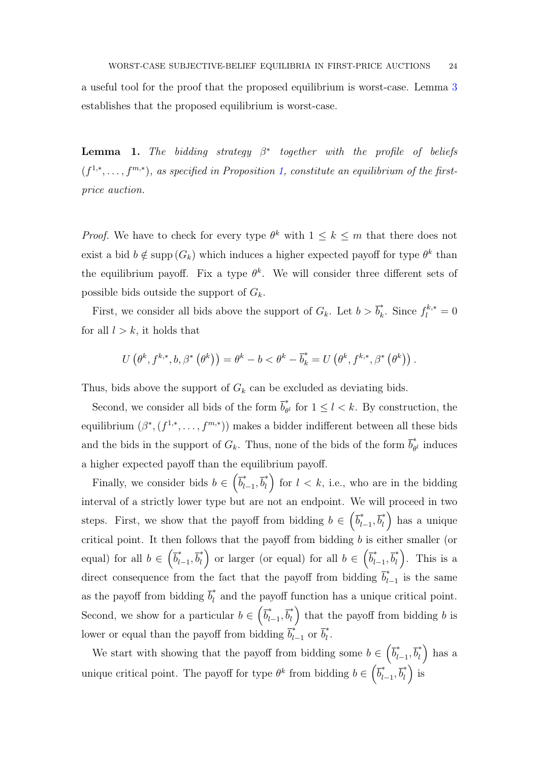a useful tool for the proof that the proposed equilibrium is worst-case. Lemma 3 establishes that the proposed equilibrium is worst-case.

**Lemma 1.** *The bidding strategy $\beta^*$ together with the profile of beliefs $(f^{1,*}, \ldots, f^{m,*})$, as specified in Proposition 1, constitute an equilibrium of the first-price auction.*

*Proof.* We have to check for every type $\theta^k$ with $1 \leq k \leq m$ that there does not exist a bid $b \notin \operatorname{supp}(G_k)$ which induces a higher expected payoff for type $\theta^k$ than the equilibrium payoff. Fix a type $\theta^k$. We will consider three different sets of possible bids outside the support of $G_k$.

First, we consider all bids above the support of $G_k$. Let $b > \overline{b}^*_k$. Since $f^{k,*}_l = 0$ for all $l > k$, it holds that

$$U\left(\theta^k, f^{k,*}, b, \beta^*\left(\theta^k\right)\right) = \theta^k - b < \theta^k - \overline{b}^*_k = U\left(\theta^k, f^{k,*}, \beta^*\left(\theta^k\right)\right).$$

Thus, bids above the support of $G_k$ can be excluded as deviating bids.

Second, we consider all bids of the form $\overline{b}^*_{\theta^l}$ for $1 \leq l < k$. By construction, the equilibrium $(\beta^*, (f^{1,*}, \ldots, f^{m,*}))$ makes a bidder indifferent between all these bids and the bids in the support of $G_k$. Thus, none of the bids of the form $\overline{b}^*_{\theta^l}$ induces a higher expected payoff than the equilibrium payoff.

Finally, we consider bids $b \in \left(\overline{b}^*_{l-1}, \overline{b}^*_l\right)$ for $l < k$, i.e., who are in the bidding interval of a strictly lower type but are not an endpoint. We will proceed in two steps. First, we show that the payoff from bidding $b \in \left(\overline{b}^*_{l-1}, \overline{b}^*_l\right)$ has a unique critical point. It then follows that the payoff from bidding $b$ is either smaller (or equal) for all $b \in \left(\overline{b}^*_{l-1}, \overline{b}^*_l\right)$ or larger (or equal) for all $b \in \left(\overline{b}^*_{l-1}, \overline{b}^*_l\right)$. This is a direct consequence from the fact that the payoff from bidding $\overline{b}^*_{l-1}$ is the same as the payoff from bidding $\overline{b}^*_l$ and the payoff function has a unique critical point. Second, we show for a particular $b \in \left(\overline{b}^*_{l-1}, \overline{b}^*_l\right)$ that the payoff from bidding $b$ is lower or equal than the payoff from bidding $\overline{b}^*_{l-1}$ or $\overline{b}^*_l$.

We start with showing that the payoff from bidding some $b \in \left(\overline{b}^*_{l-1}, \overline{b}^*_l\right)$ has a unique critical point. The payoff for type $\theta^k$ from bidding $b \in \left(\overline{b}^*_{l-1}, \overline{b}^*_l\right)$ is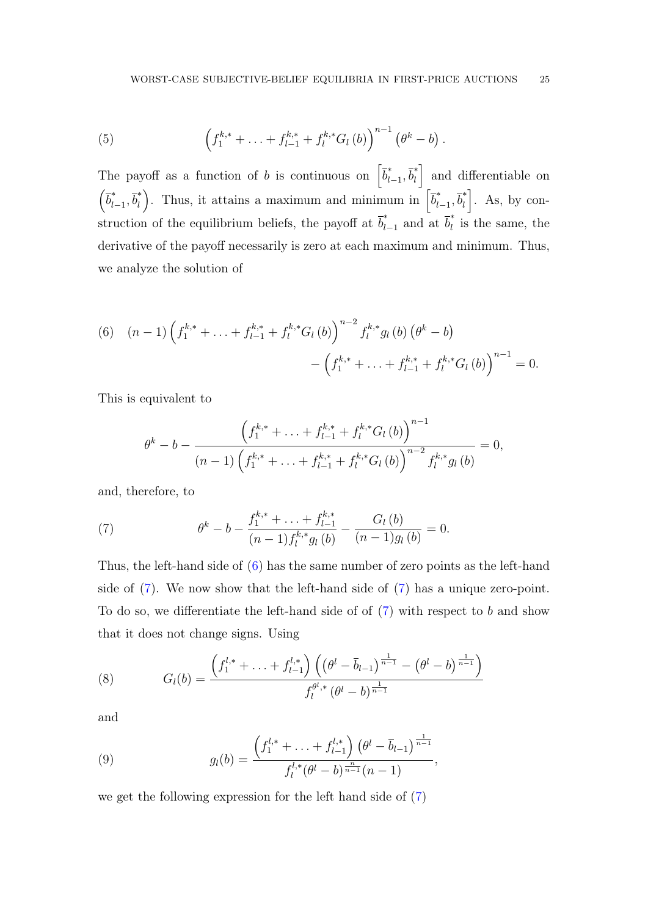$$
\left(f_1^{k,*} + \ldots + f_{l-1}^{k,*} + f_l^{k,*} G_l\left(b\right)\right)^{n-1} \left(\theta^k - b\right). \tag{5}
$$

The payoff as a function of $b$ is continuous on $\left[\overline{b}_{l-1}^*, \overline{b}_l^*\right]$ and differentiable on $\left(\overline{b}_{l-1}^*, \overline{b}_l^*\right)$. Thus, it attains a maximum and minimum in $\left[\overline{b}_{l-1}^*, \overline{b}_l^*\right]$. As, by construction of the equilibrium beliefs, the payoff at $\overline{b}_{l-1}^*$ and at $\overline{b}_l^*$ is the same, the derivative of the payoff necessarily is zero at each maximum and minimum. Thus, we analyze the solution of

$$
\begin{aligned}
(n-1)\left(f_1^{k,*} + \ldots + f_{l-1}^{k,*} + f_l^{k,*} G_l\left(b\right)\right)^{n-2} f_l^{k,*} g_l\left(b\right)\left(\theta^k - b\right) \\
- \left(f_1^{k,*} + \ldots + f_{l-1}^{k,*} + f_l^{k,*} G_l\left(b\right)\right)^{n-1} = 0.
\end{aligned} \tag{6}
$$

This is equivalent to

$$
\theta^k - b - \frac{\left(f_1^{k,*} + \ldots + f_{l-1}^{k,*} + f_l^{k,*} G_l\left(b\right)\right)^{n-1}}{(n-1)\left(f_1^{k,*} + \ldots + f_{l-1}^{k,*} + f_l^{k,*} G_l\left(b\right)\right)^{n-2} f_l^{k,*} g_l\left(b\right)} = 0,
$$

and, therefore, to

$$
\theta^k - b - \frac{f_1^{k,*} + \ldots + f_{l-1}^{k,*}}{(n-1) f_l^{k,*} g_l\left(b\right)} - \frac{G_l\left(b\right)}{(n-1) g_l\left(b\right)} = 0. \tag{7}
$$

Thus, the left-hand side of (6) has the same number of zero points as the left-hand side of (7). We now show that the left-hand side of (7) has a unique zero-point. To do so, we differentiate the left-hand side of of (7) with respect to $b$ and show that it does not change signs. Using

$$
G_l(b) = \frac{\left(f_1^{l,*} + \ldots + f_{l-1}^{l,*}\right)\left(\left(\theta^l - \overline{b}_{l-1}\right)^{\frac{1}{n-1}} - \left(\theta^l - b\right)^{\frac{1}{n-1}}\right)}{f_l^{\theta^l,*}\left(\theta^l - b\right)^{\frac{1}{n-1}}} \tag{8}
$$

and

$$
g_l(b) = \frac{\left(f_1^{l,*} + \ldots + f_{l-1}^{l,*}\right)\left(\theta^l - \overline{b}_{l-1}\right)^{\frac{1}{n-1}}}{f_l^{l,*}(\theta^l - b)^{\frac{n}{n-1}}(n-1)}, \tag{9}
$$

we get the following expression for the left hand side of (7)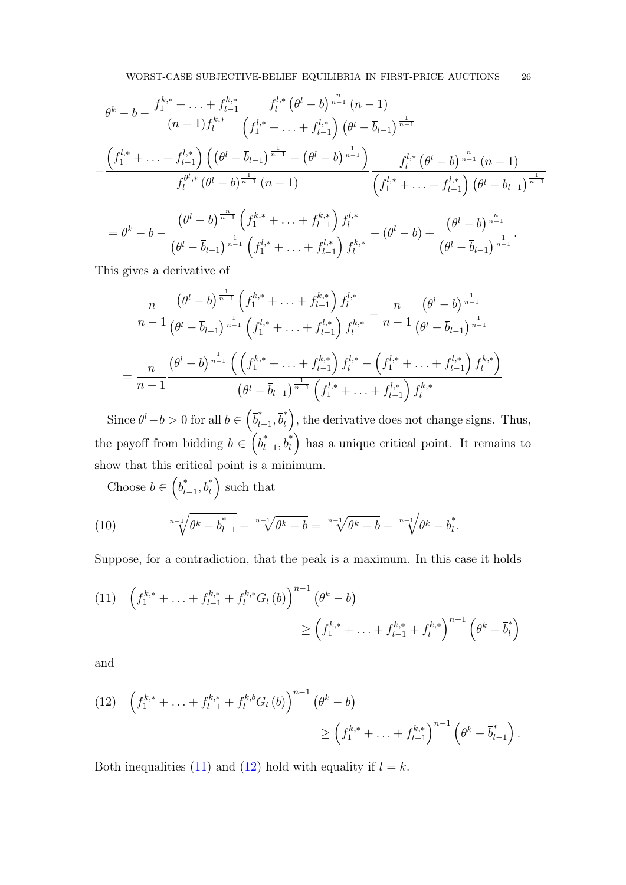$$
\theta^k - b - \frac{f_1^{k,*} + \ldots + f_{l-1}^{k,*}}{(n-1) f_l^{k,*}} \frac{f_l^{l,*} \left(\theta^l - b\right)^{\frac{n}{n-1}} (n-1)}{\left(f_1^{l,*} + \ldots + f_{l-1}^{l,*}\right) \left(\theta^l - \overline{b}_{l-1}\right)^{\frac{1}{n-1}}}
$$

$$
- \frac{\left(f_1^{l,*} + \ldots + f_{l-1}^{l,*}\right) \left(\left(\theta^l - \overline{b}_{l-1}\right)^{\frac{1}{n-1}} - \left(\theta^l - b\right)^{\frac{1}{n-1}}\right)}{f_l^{\theta^l,*} \left(\theta^l - b\right)^{\frac{1}{n-1}} (n-1)} \frac{f_l^{l,*} \left(\theta^l - b\right)^{\frac{n}{n-1}} (n-1)}{\left(f_1^{l,*} + \ldots + f_{l-1}^{l,*}\right) \left(\theta^l - \overline{b}_{l-1}\right)^{\frac{1}{n-1}}}
$$

$$
= \theta^k - b - \frac{\left(\theta^l - b\right)^{\frac{n}{n-1}} \left(f_1^{k,*} + \ldots + f_{l-1}^{k,*}\right) f_l^{l,*}}{\left(\theta^l - \overline{b}_{l-1}\right)^{\frac{1}{n-1}} \left(f_1^{l,*} + \ldots + f_{l-1}^{l,*}\right) f_l^{k,*}} - \left(\theta^l - b\right) + \frac{\left(\theta^l - b\right)^{\frac{n}{n-1}}}{\left(\theta^l - \overline{b}_{l-1}\right)^{\frac{1}{n-1}}}.
$$

This gives a derivative of

$$
\frac{n}{n-1} \frac{\left(\theta^l - b\right)^{\frac{1}{n-1}} \left(f_1^{k,*} + \ldots + f_{l-1}^{k,*}\right) f_l^{l,*}}{\left(\theta^l - \overline{b}_{l-1}\right)^{\frac{1}{n-1}} \left(f_1^{l,*} + \ldots + f_{l-1}^{l,*}\right) f_l^{k,*}} - \frac{n}{n-1} \frac{\left(\theta^l - b\right)^{\frac{1}{n-1}}}{\left(\theta^l - \overline{b}_{l-1}\right)^{\frac{1}{n-1}}}
$$

$$
= \frac{n}{n-1} \frac{\left(\theta^l - b\right)^{\frac{1}{n-1}} \left(\left(f_1^{k,*} + \ldots + f_{l-1}^{k,*}\right) f_l^{l,*} - \left(f_1^{l,*} + \ldots + f_{l-1}^{l,*}\right) f_l^{k,*}\right)}{\left(\theta^l - \overline{b}_{l-1}\right)^{\frac{1}{n-1}} \left(f_1^{l,*} + \ldots + f_{l-1}^{l,*}\right) f_l^{k,*}}
$$

Since $\theta^l - b > 0$ for all $b \in \left(\overline{b}_{l-1}^*, \overline{b}_l^*\right)$, the derivative does not change signs. Thus, the payoff from bidding $b \in \left(\overline{b}_{l-1}^*, \overline{b}_l^*\right)$ has a unique critical point. It remains to show that this critical point is a minimum.

Choose $b \in \left(\overline{b}_{l-1}^*, \overline{b}_l^*\right)$ such that

$$
\sqrt[n-1]{\theta^k - \overline{b}_{l-1}^*} - \sqrt[n-1]{\theta^k - b} = \sqrt[n-1]{\theta^k - b} - \sqrt[n-1]{\theta^k - \overline{b}_l^*}. \tag{10}
$$

Suppose, for a contradiction, that the peak is a maximum. In this case it holds

$$
\left(f_1^{k,*} + \ldots + f_{l-1}^{k,*} + f_l^{k,*} G_l(b)\right)^{n-1} \left(\theta^k - b\right) \geq \left(f_1^{k,*} + \ldots + f_{l-1}^{k,*} + f_l^{k,*}\right)^{n-1} \left(\theta^k - \overline{b}_l^*\right) \tag{11}
$$

and

$$
\left(f_1^{k,*} + \ldots + f_{l-1}^{k,*} + f_l^{k,b} G_l(b)\right)^{n-1} \left(\theta^k - b\right) \geq \left(f_1^{k,*} + \ldots + f_{l-1}^{k,*}\right)^{n-1} \left(\theta^k - \overline{b}_{l-1}^*\right). \tag{12}
$$

Both inequalities (11) and (12) hold with equality if $l = k$.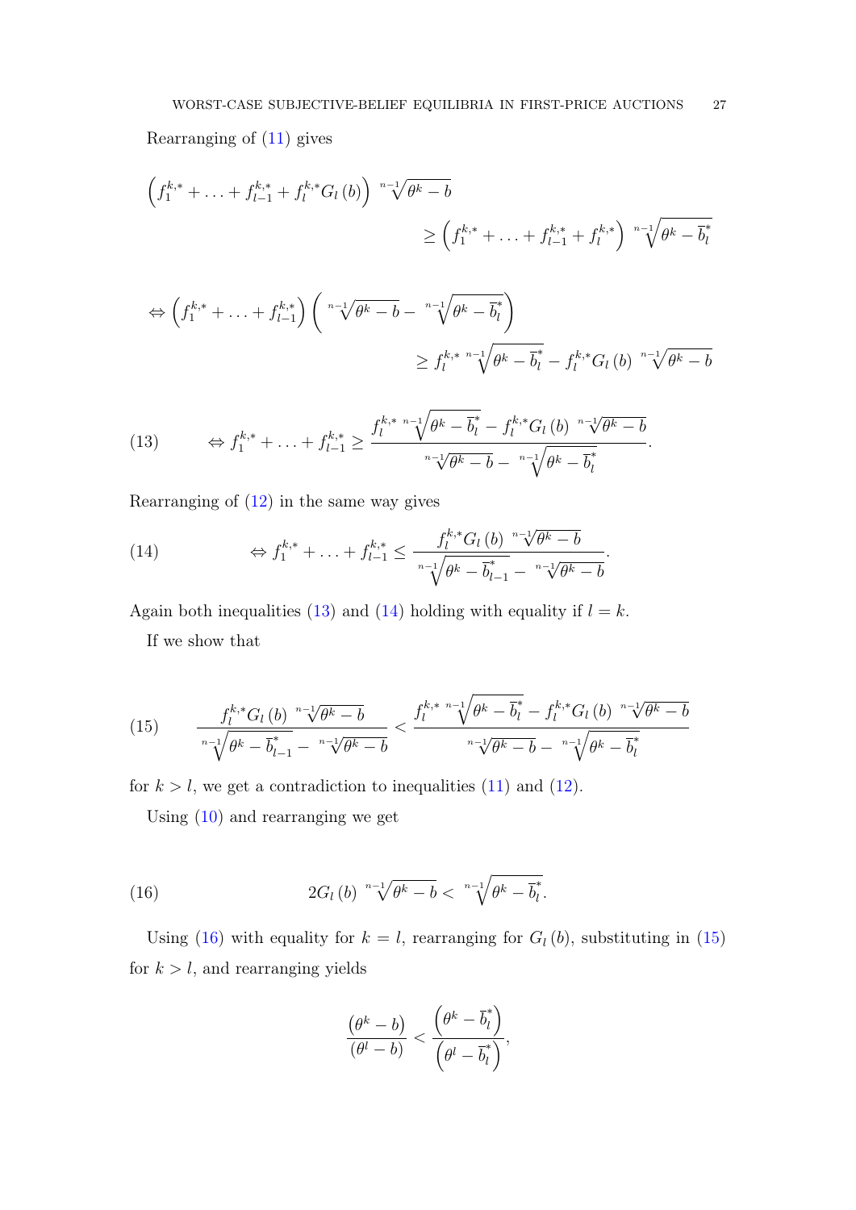Rearranging of (11) gives

$$\left(f_1^{k,*} + \ldots + f_{l-1}^{k,*} + f_l^{k,*} G_l(b)\right) \sqrt[n-1]{\theta^k - b} \geq \left(f_1^{k,*} + \ldots + f_{l-1}^{k,*} + f_l^{k,*}\right) \sqrt[n-1]{\theta^k - \overline{b}_l^*}$$

$$\Leftrightarrow \left(f_1^{k,*} + \ldots + f_{l-1}^{k,*}\right) \left(\sqrt[n-1]{\theta^k - b} - \sqrt[n-1]{\theta^k - \overline{b}_l^*}\right) \geq f_l^{k,*} \sqrt[n-1]{\theta^k - \overline{b}_l^*} - f_l^{k,*} G_l(b) \sqrt[n-1]{\theta^k - b}$$

$$\Leftrightarrow f_1^{k,*} + \ldots + f_{l-1}^{k,*} \geq \frac{f_l^{k,*} \sqrt[n-1]{\theta^k - \overline{b}_l^*} - f_l^{k,*} G_l(b) \sqrt[n-1]{\theta^k - b}}{\sqrt[n-1]{\theta^k - b} - \sqrt[n-1]{\theta^k - \overline{b}_l^*}}. \tag{13}$$

Rearranging of (12) in the same way gives

$$\Leftrightarrow f_1^{k,*} + \ldots + f_{l-1}^{k,*} \leq \frac{f_l^{k,*} G_l(b) \sqrt[n-1]{\theta^k - b}}{\sqrt[n-1]{\theta^k - \overline{b}_{l-1}^*} - \sqrt[n-1]{\theta^k - b}}. \tag{14}$$

Again both inequalities (13) and (14) holding with equality if $l = k$.

If we show that

$$\frac{f_l^{k,*} G_l(b) \sqrt[n-1]{\theta^k - b}}{\sqrt[n-1]{\theta^k - \overline{b}_{l-1}^*} - \sqrt[n-1]{\theta^k - b}} < \frac{f_l^{k,*} \sqrt[n-1]{\theta^k - \overline{b}_l^*} - f_l^{k,*} G_l(b) \sqrt[n-1]{\theta^k - b}}{\sqrt[n-1]{\theta^k - b} - \sqrt[n-1]{\theta^k - \overline{b}_l^*}} \tag{15}$$

for $k > l$, we get a contradiction to inequalities (11) and (12).

Using (10) and rearranging we get

$$2G_l(b) \sqrt[n-1]{\theta^k - b} < \sqrt[n-1]{\theta^k - \overline{b}_l^*}. \tag{16}$$

Using (16) with equality for $k = l$, rearranging for $G_l(b)$, substituting in (15) for $k > l$, and rearranging yields

$$\frac{\left(\theta^k - b\right)}{\left(\theta^l - b\right)} < \frac{\left(\theta^k - \overline{b}_l^*\right)}{\left(\theta^l - \overline{b}_l^*\right)},$$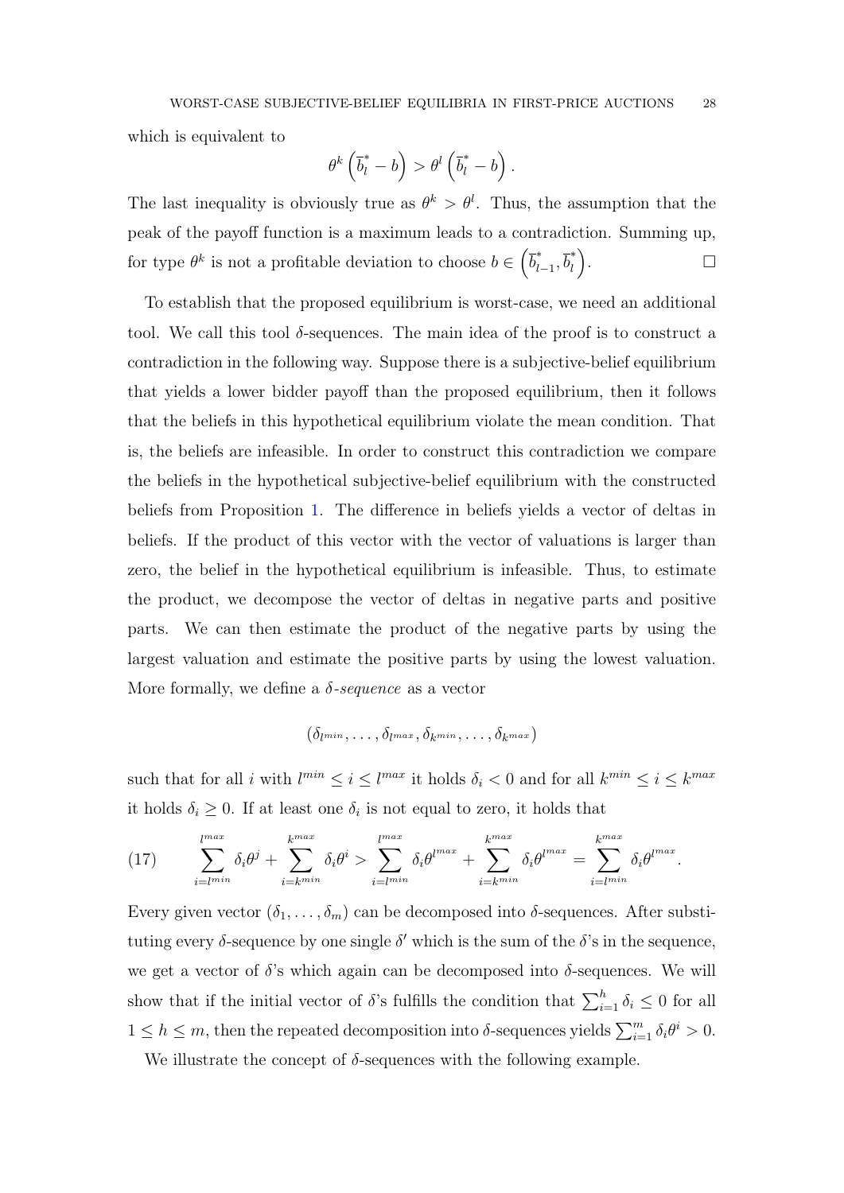which is equivalent to

$$\theta^k \left( \overline{b}_l^* - b \right) > \theta^l \left( \overline{b}_l^* - b \right).$$

The last inequality is obviously true as $\theta^k > \theta^l$. Thus, the assumption that the peak of the payoff function is a maximum leads to a contradiction. Summing up, for type $\theta^k$ is not a profitable deviation to choose $b \in \left( \overline{b}_{l-1}^*, \overline{b}_l^* \right)$. □

To establish that the proposed equilibrium is worst-case, we need an additional tool. We call this tool $\delta$-sequences. The main idea of the proof is to construct a contradiction in the following way. Suppose there is a subjective-belief equilibrium that yields a lower bidder payoff than the proposed equilibrium, then it follows that the beliefs in this hypothetical equilibrium violate the mean condition. That is, the beliefs are infeasible. In order to construct this contradiction we compare the beliefs in the hypothetical subjective-belief equilibrium with the constructed beliefs from Proposition 1. The difference in beliefs yields a vector of deltas in beliefs. If the product of this vector with the vector of valuations is larger than zero, the belief in the hypothetical equilibrium is infeasible. Thus, to estimate the product, we decompose the vector of deltas in negative parts and positive parts. We can then estimate the product of the negative parts by using the largest valuation and estimate the positive parts by using the lowest valuation. More formally, we define a *$\delta$-sequence* as a vector

$$(\delta_{l^{min}}, \ldots, \delta_{l^{max}}, \delta_{k^{min}}, \ldots, \delta_{k^{max}})$$

such that for all $i$ with $l^{min} \leq i \leq l^{max}$ it holds $\delta_i < 0$ and for all $k^{min} \leq i \leq k^{max}$ it holds $\delta_i \geq 0$. If at least one $\delta_i$ is not equal to zero, it holds that

$$\sum_{i=l^{min}}^{l^{max}} \delta_i \theta^j + \sum_{i=k^{min}}^{k^{max}} \delta_i \theta^i > \sum_{i=l^{min}}^{l^{max}} \delta_i \theta^{l^{max}} + \sum_{i=k^{min}}^{k^{max}} \delta_i \theta^{l^{max}} = \sum_{i=l^{min}}^{k^{max}} \delta_i \theta^{l^{max}}. \tag{17}$$

Every given vector $(\delta_1, \ldots, \delta_m)$ can be decomposed into $\delta$-sequences. After substituting every $\delta$-sequence by one single $\delta'$ which is the sum of the $\delta$'s in the sequence, we get a vector of $\delta$'s which again can be decomposed into $\delta$-sequences. We will show that if the initial vector of $\delta$'s fulfills the condition that $\sum_{i=1}^{h} \delta_i \leq 0$ for all $1 \leq h \leq m$, then the repeated decomposition into $\delta$-sequences yields $\sum_{i=1}^{m} \delta_i \theta^i > 0$.

We illustrate the concept of $\delta$-sequences with the following example.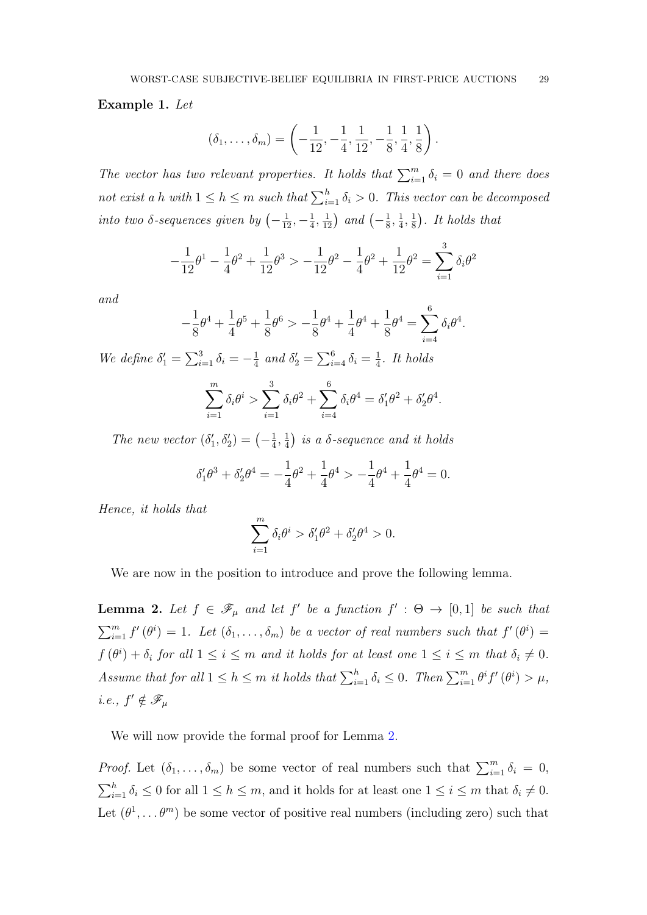**Example 1.** *Let*

$$(\delta_1, \ldots, \delta_m) = \left(-\frac{1}{12}, -\frac{1}{4}, \frac{1}{12}, -\frac{1}{8}, \frac{1}{4}, \frac{1}{8}\right).$$

*The vector has two relevant properties. It holds that $\sum_{i=1}^{m} \delta_i = 0$ and there does not exist a $h$ with $1 \leq h \leq m$ such that $\sum_{i=1}^{h} \delta_i > 0$. This vector can be decomposed into two $\delta$-sequences given by $\left(-\frac{1}{12}, -\frac{1}{4}, \frac{1}{12}\right)$ and $\left(-\frac{1}{8}, \frac{1}{4}, \frac{1}{8}\right)$. It holds that*

$$-\frac{1}{12}\theta^1 - \frac{1}{4}\theta^2 + \frac{1}{12}\theta^3 > -\frac{1}{12}\theta^2 - \frac{1}{4}\theta^2 + \frac{1}{12}\theta^2 = \sum_{i=1}^{3} \delta_i \theta^2$$

*and*

$$-\frac{1}{8}\theta^4 + \frac{1}{4}\theta^5 + \frac{1}{8}\theta^6 > -\frac{1}{8}\theta^4 + \frac{1}{4}\theta^4 + \frac{1}{8}\theta^4 = \sum_{i=4}^{6} \delta_i \theta^4.$$

*We define $\delta'_1 = \sum_{i=1}^{3} \delta_i = -\frac{1}{4}$ and $\delta'_2 = \sum_{i=4}^{6} \delta_i = \frac{1}{4}$. It holds*

$$\sum_{i=1}^{m} \delta_i \theta^i > \sum_{i=1}^{3} \delta_i \theta^2 + \sum_{i=4}^{6} \delta_i \theta^4 = \delta'_1 \theta^2 + \delta'_2 \theta^4.$$

*The new vector $(\delta'_1, \delta'_2) = \left(-\frac{1}{4}, \frac{1}{4}\right)$ is a $\delta$-sequence and it holds*

$$\delta'_1 \theta^3 + \delta'_2 \theta^4 = -\frac{1}{4}\theta^2 + \frac{1}{4}\theta^4 > -\frac{1}{4}\theta^4 + \frac{1}{4}\theta^4 = 0.$$

*Hence, it holds that*

$$\sum_{i=1}^{m} \delta_i \theta^i > \delta'_1 \theta^2 + \delta'_2 \theta^4 > 0.$$

We are now in the position to introduce and prove the following lemma.

**Lemma 2.** *Let $f \in \mathscr{F}_\mu$ and let $f'$ be a function $f' : \Theta \to [0,1]$ be such that $\sum_{i=1}^{m} f'(\theta^i) = 1$. Let $(\delta_1, \ldots, \delta_m)$ be a vector of real numbers such that $f'(\theta^i) = f(\theta^i) + \delta_i$ for all $1 \leq i \leq m$ and it holds for at least one $1 \leq i \leq m$ that $\delta_i \neq 0$. Assume that for all $1 \leq h \leq m$ it holds that $\sum_{i=1}^{h} \delta_i \leq 0$. Then $\sum_{i=1}^{m} \theta^i f'(\theta^i) > \mu$, i.e., $f' \notin \mathscr{F}_\mu$*

We will now provide the formal proof for Lemma 2.

*Proof.* Let $(\delta_1, \ldots, \delta_m)$ be some vector of real numbers such that $\sum_{i=1}^{m} \delta_i = 0$, $\sum_{i=1}^{h} \delta_i \leq 0$ for all $1 \leq h \leq m$, and it holds for at least one $1 \leq i \leq m$ that $\delta_i \neq 0$. Let $(\theta^1, \ldots \theta^m)$ be some vector of positive real numbers (including zero) such that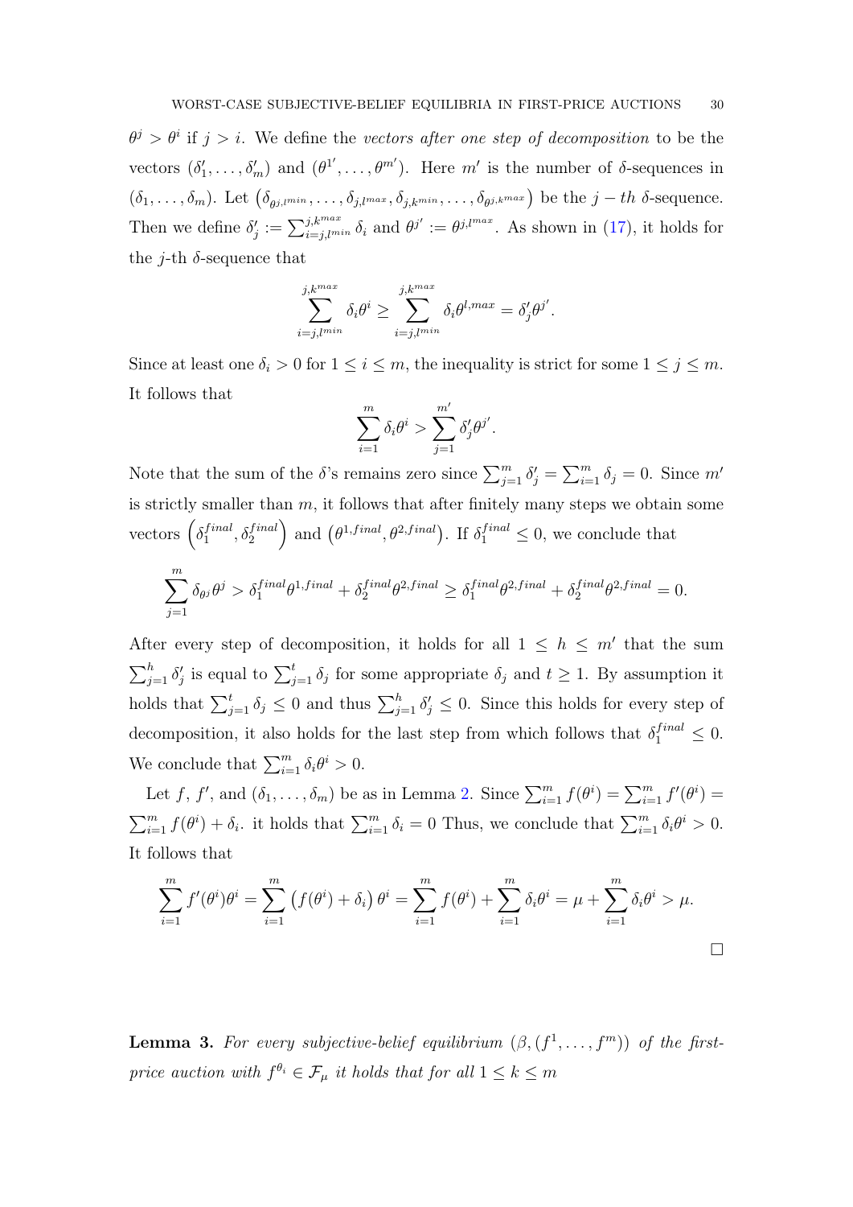$\theta^j > \theta^i$ if $j > i$. We define the *vectors after one step of decomposition* to be the vectors $(\delta'_1, \ldots, \delta'_m)$ and $(\theta^{1'}, \ldots, \theta^{m'})$. Here $m'$ is the number of $\delta$-sequences in $(\delta_1, \ldots, \delta_m)$. Let $\left(\delta_{\theta^{j,l^{min}}}, \ldots, \delta_{j,l^{max}}, \delta_{j,k^{min}}, \ldots, \delta_{\theta^{j,k^{max}}}\right)$ be the $j-th$ $\delta$-sequence. Then we define $\delta'_j := \sum_{i=j,l^{min}}^{j,k^{max}} \delta_i$ and $\theta^{j'} := \theta^{j,l^{max}}$. As shown in (17), it holds for the $j$-th $\delta$-sequence that

$$\sum_{i=j,l^{min}}^{j,k^{max}} \delta_i \theta^i \geq \sum_{i=j,l^{min}}^{j,k^{max}} \delta_i \theta^{l,max} = \delta'_j \theta^{j'}.$$

Since at least one $\delta_i > 0$ for $1 \leq i \leq m$, the inequality is strict for some $1 \leq j \leq m$. It follows that

$$\sum_{i=1}^{m} \delta_i \theta^i > \sum_{j=1}^{m'} \delta'_j \theta^{j'}.$$

Note that the sum of the $\delta$'s remains zero since $\sum_{j=1}^{m} \delta'_j = \sum_{i=1}^{m} \delta_j = 0$. Since $m'$ is strictly smaller than $m$, it follows that after finitely many steps we obtain some vectors $\left(\delta_1^{final}, \delta_2^{final}\right)$ and $\left(\theta^{1,final}, \theta^{2,final}\right)$. If $\delta_1^{final} \leq 0$, we conclude that

$$\sum_{j=1}^{m} \delta_{\theta^j} \theta^j > \delta_1^{final} \theta^{1,final} + \delta_2^{final} \theta^{2,final} \geq \delta_1^{final} \theta^{2,final} + \delta_2^{final} \theta^{2,final} = 0.$$

After every step of decomposition, it holds for all $1 \leq h \leq m'$ that the sum $\sum_{j=1}^{h} \delta'_j$ is equal to $\sum_{j=1}^{t} \delta_j$ for some appropriate $\delta_j$ and $t \geq 1$. By assumption it holds that $\sum_{j=1}^{t} \delta_j \leq 0$ and thus $\sum_{j=1}^{h} \delta'_j \leq 0$. Since this holds for every step of decomposition, it also holds for the last step from which follows that $\delta_1^{final} \leq 0$. We conclude that $\sum_{i=1}^{m} \delta_i \theta^i > 0$.

Let $f$, $f'$, and $(\delta_1, \ldots, \delta_m)$ be as in Lemma 2. Since $\sum_{i=1}^{m} f(\theta^i) = \sum_{i=1}^{m} f'(\theta^i) = \sum_{i=1}^{m} f(\theta^i) + \delta_i$. it holds that $\sum_{i=1}^{m} \delta_i = 0$ Thus, we conclude that $\sum_{i=1}^{m} \delta_i \theta^i > 0$. It follows that

$$\sum_{i=1}^{m} f'(\theta^i) \theta^i = \sum_{i=1}^{m} \left(f(\theta^i) + \delta_i\right) \theta^i = \sum_{i=1}^{m} f(\theta^i) + \sum_{i=1}^{m} \delta_i \theta^i = \mu + \sum_{i=1}^{m} \delta_i \theta^i > \mu.$$

□

**Lemma 3.** *For every subjective-belief equilibrium $(\beta, (f^1, \ldots, f^m))$ of the first-price auction with $f^{\theta_i} \in \mathcal{F}_\mu$ it holds that for all $1 \leq k \leq m$*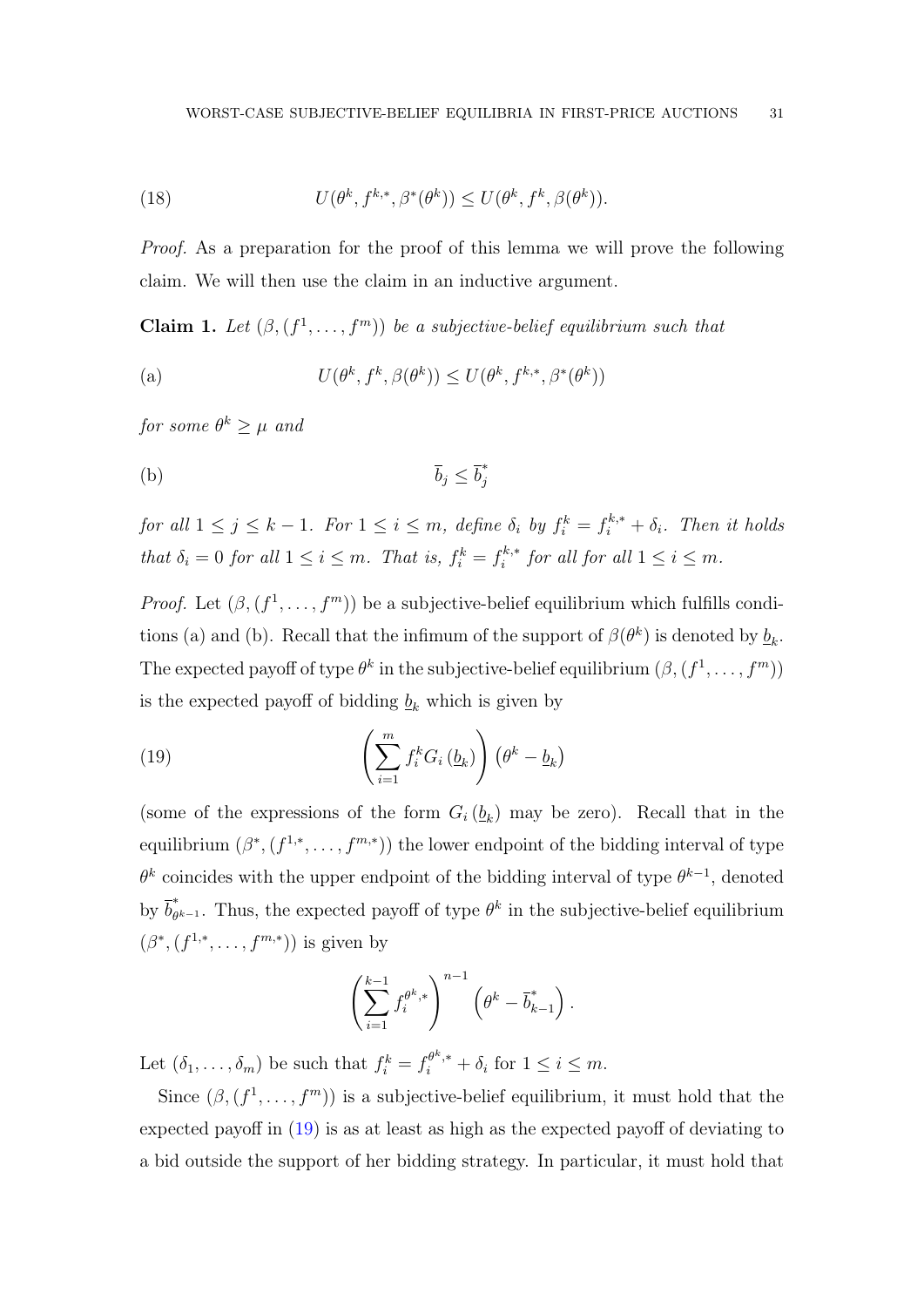$$U(\theta^k, f^{k,*}, \beta^*(\theta^k)) \leq U(\theta^k, f^k, \beta(\theta^k)). \tag{18}$$

*Proof.* As a preparation for the proof of this lemma we will prove the following claim. We will then use the claim in an inductive argument.

**Claim 1.** *Let $(\beta, (f^1, \ldots, f^m))$ be a subjective-belief equilibrium such that*

$$U(\theta^k, f^k, \beta(\theta^k)) \leq U(\theta^k, f^{k,*}, \beta^*(\theta^k)) \tag{a}$$

*for some $\theta^k \geq \mu$ and*

$$\overline{b}_j \leq \overline{b}_j^* \tag{b}$$

*for all $1 \leq j \leq k-1$. For $1 \leq i \leq m$, define $\delta_i$ by $f_i^k = f_i^{k,*} + \delta_i$. Then it holds that $\delta_i = 0$ for all $1 \leq i \leq m$. That is, $f_i^k = f_i^{k,*}$ for all for all $1 \leq i \leq m$.*

*Proof.* Let $(\beta, (f^1, \ldots, f^m))$ be a subjective-belief equilibrium which fulfills conditions (a) and (b). Recall that the infimum of the support of $\beta(\theta^k)$ is denoted by $\underline{b}_k$. The expected payoff of type $\theta^k$ in the subjective-belief equilibrium $(\beta, (f^1, \ldots, f^m))$ is the expected payoff of bidding $\underline{b}_k$ which is given by

$$\left( \sum_{i=1}^{m} f_i^k G_i \left(\underline{b}_k\right) \right) \left(\theta^k - \underline{b}_k\right) \tag{19}$$

(some of the expressions of the form $G_i\left(\underline{b}_k\right)$ may be zero). Recall that in the equilibrium $(\beta^*, (f^{1,*}, \ldots, f^{m,*}))$ the lower endpoint of the bidding interval of type $\theta^k$ coincides with the upper endpoint of the bidding interval of type $\theta^{k-1}$, denoted by $\overline{b}_{\theta^{k-1}}^*$. Thus, the expected payoff of type $\theta^k$ in the subjective-belief equilibrium $(\beta^*, (f^{1,*}, \ldots, f^{m,*}))$ is given by

$$\left( \sum_{i=1}^{k-1} f_i^{\theta^k,*} \right)^{n-1} \left(\theta^k - \overline{b}_{k-1}^*\right).$$

Let $(\delta_1, \ldots, \delta_m)$ be such that $f_i^k = f_i^{\theta^k,*} + \delta_i$ for $1 \leq i \leq m$.

Since $(\beta, (f^1, \ldots, f^m))$ is a subjective-belief equilibrium, it must hold that the expected payoff in (19) is as at least as high as the expected payoff of deviating to a bid outside the support of her bidding strategy. In particular, it must hold that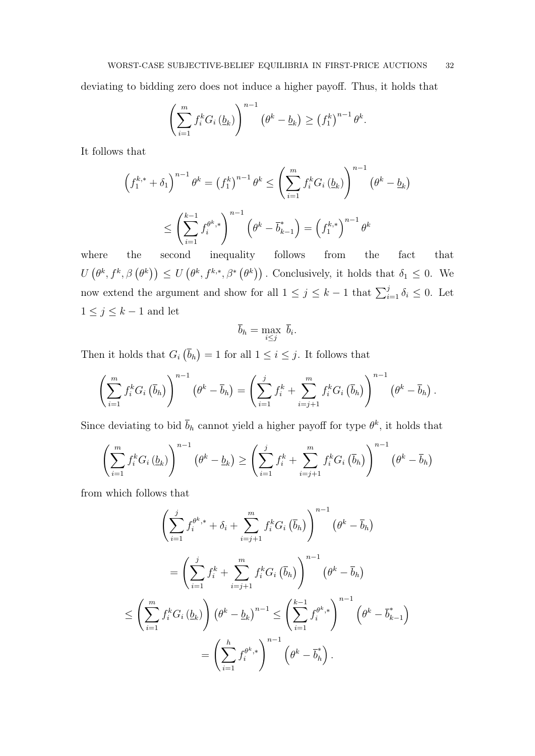deviating to bidding zero does not induce a higher payoff. Thus, it holds that

$$\left(\sum_{i=1}^{m} f_i^k G_i\left(\underline{b}_k\right)\right)^{n-1}\left(\theta^k-\underline{b}_k\right) \geq \left(f_1^k\right)^{n-1}\theta^k.$$

It follows that

$$\left(f_1^{k,*}+\delta_1\right)^{n-1}\theta^k=\left(f_1^k\right)^{n-1}\theta^k \leq \left(\sum_{i=1}^{m} f_i^k G_i\left(\underline{b}_k\right)\right)^{n-1}\left(\theta^k-\underline{b}_k\right)$$

$$\leq \left(\sum_{i=1}^{k-1} f_i^{\theta^k,*}\right)^{n-1}\left(\theta^k-\overline{b}_{k-1}^*\right)=\left(f_1^{k,*}\right)^{n-1}\theta^k$$

where the second inequality follows from the fact that $U\left(\theta^k, f^k, \beta\left(\theta^k\right)\right) \leq U\left(\theta^k, f^{k,*}, \beta^*\left(\theta^k\right)\right)$. Conclusively, it holds that $\delta_1 \leq 0$. We now extend the argument and show for all $1 \leq j \leq k-1$ that $\sum_{i=1}^{j}\delta_i \leq 0$. Let $1 \leq j \leq k-1$ and let

$$\overline{b}_h=\max_{i\leq j}\ \overline{b}_i.$$

Then it holds that $G_i\left(\overline{b}_h\right)=1$ for all $1 \leq i \leq j$. It follows that

$$\left(\sum_{i=1}^{m} f_i^k G_i\left(\overline{b}_h\right)\right)^{n-1}\left(\theta^k-\overline{b}_h\right)=\left(\sum_{i=1}^{j} f_i^k+\sum_{i=j+1}^{m} f_i^k G_i\left(\overline{b}_h\right)\right)^{n-1}\left(\theta^k-\overline{b}_h\right).$$

Since deviating to bid $\overline{b}_h$ cannot yield a higher payoff for type $\theta^k$, it holds that

$$\left(\sum_{i=1}^{m} f_i^k G_i\left(\underline{b}_k\right)\right)^{n-1}\left(\theta^k-\underline{b}_k\right) \geq \left(\sum_{i=1}^{j} f_i^k+\sum_{i=j+1}^{m} f_i^k G_i\left(\overline{b}_h\right)\right)^{n-1}\left(\theta^k-\overline{b}_h\right)$$

from which follows that

$$\left(\sum_{i=1}^{j} f_i^{\theta^k,*}+\delta_i+\sum_{i=j+1}^{m} f_i^k G_i\left(\overline{b}_h\right)\right)^{n-1}\left(\theta^k-\overline{b}_h\right)$$

$$=\left(\sum_{i=1}^{j} f_i^k+\sum_{i=j+1}^{m} f_i^k G_i\left(\overline{b}_h\right)\right)^{n-1}\left(\theta^k-\overline{b}_h\right)$$

$$\leq \left(\sum_{i=1}^{m} f_i^k G_i\left(\underline{b}_k\right)\right)\left(\theta^k-\underline{b}_k\right)^{n-1} \leq \left(\sum_{i=1}^{k-1} f_i^{\theta^k,*}\right)^{n-1}\left(\theta^k-\overline{b}_{k-1}^*\right)$$

$$=\left(\sum_{i=1}^{h} f_i^{\theta^k,*}\right)^{n-1}\left(\theta^k-\overline{b}_h^*\right).$$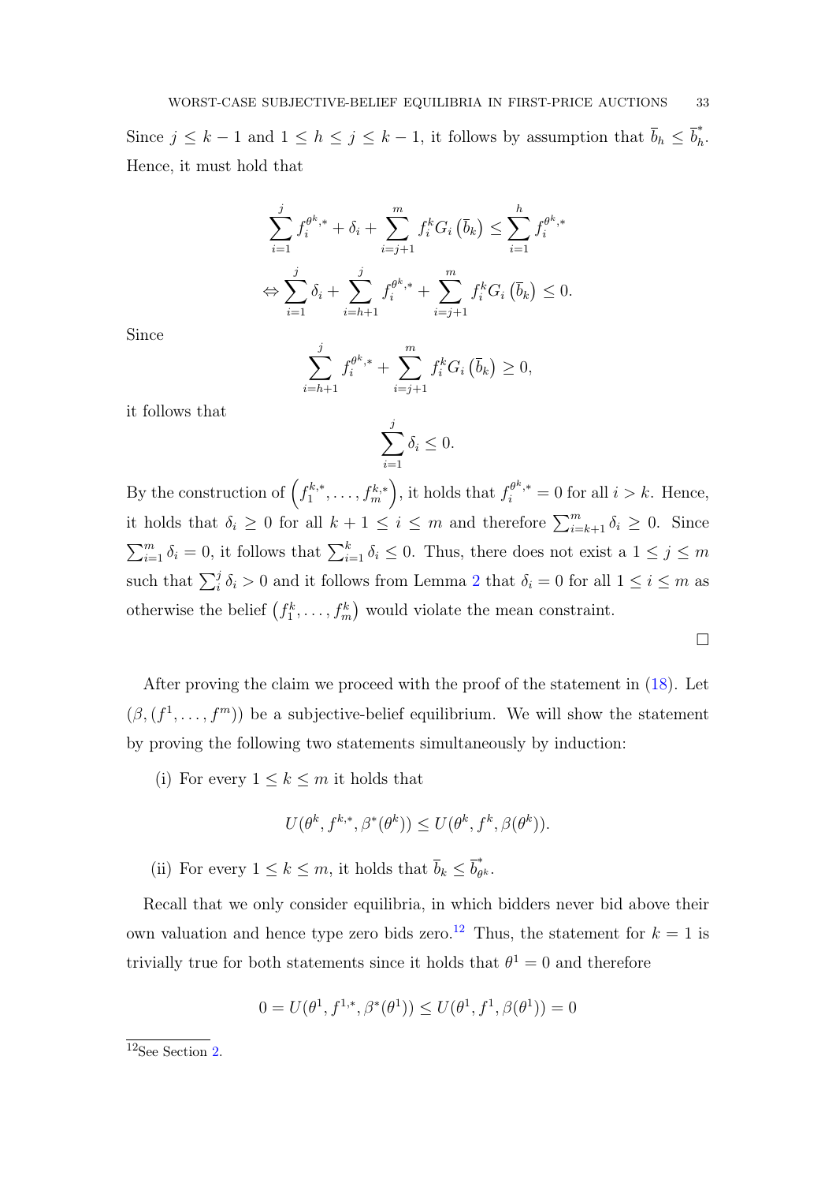Since $j \leq k-1$ and $1 \leq h \leq j \leq k-1$, it follows by assumption that $\overline{b}_h \leq \overline{b}_h^*$. Hence, it must hold that

$$\sum_{i=1}^{j} f_i^{\theta^k,*} + \delta_i + \sum_{i=j+1}^{m} f_i^k G_i\left(\overline{b}_k\right) \leq \sum_{i=1}^{h} f_i^{\theta^k,*}$$

$$\Leftrightarrow \sum_{i=1}^{j} \delta_i + \sum_{i=h+1}^{j} f_i^{\theta^k,*} + \sum_{i=j+1}^{m} f_i^k G_i\left(\overline{b}_k\right) \leq 0.$$

Since

$$\sum_{i=h+1}^{j} f_i^{\theta^k,*} + \sum_{i=j+1}^{m} f_i^k G_i\left(\overline{b}_k\right) \geq 0,$$

it follows that

$$\sum_{i=1}^{j} \delta_i \leq 0.$$

By the construction of $\left(f_1^{k,*}, \ldots, f_m^{k,*}\right)$, it holds that $f_i^{\theta^k,*} = 0$ for all $i > k$. Hence, it holds that $\delta_i \geq 0$ for all $k+1 \leq i \leq m$ and therefore $\sum_{i=k+1}^{m} \delta_i \geq 0$. Since $\sum_{i=1}^{m} \delta_i = 0$, it follows that $\sum_{i=1}^{k} \delta_i \leq 0$. Thus, there does not exist a $1 \leq j \leq m$ such that $\sum_{i}^{j} \delta_i > 0$ and it follows from Lemma 2 that $\delta_i = 0$ for all $1 \leq i \leq m$ as otherwise the belief $\left(f_1^k, \ldots, f_m^k\right)$ would violate the mean constraint.

□

After proving the claim we proceed with the proof of the statement in (18). Let $(\beta, (f^1, \ldots, f^m))$ be a subjective-belief equilibrium. We will show the statement by proving the following two statements simultaneously by induction:

(i) For every $1 \leq k \leq m$ it holds that

$$U(\theta^k, f^{k,*}, \beta^*(\theta^k)) \leq U(\theta^k, f^k, \beta(\theta^k)).$$

(ii) For every $1 \leq k \leq m$, it holds that $\overline{b}_k \leq \overline{b}_{\theta^k}^*$.

Recall that we only consider equilibria, in which bidders never bid above their own valuation and hence type zero bids zero.[12] Thus, the statement for $k = 1$ is trivially true for both statements since it holds that $\theta^1 = 0$ and therefore

$$0 = U(\theta^1, f^{1,*}, \beta^*(\theta^1)) \leq U(\theta^1, f^1, \beta(\theta^1)) = 0$$

[12] See Section 2.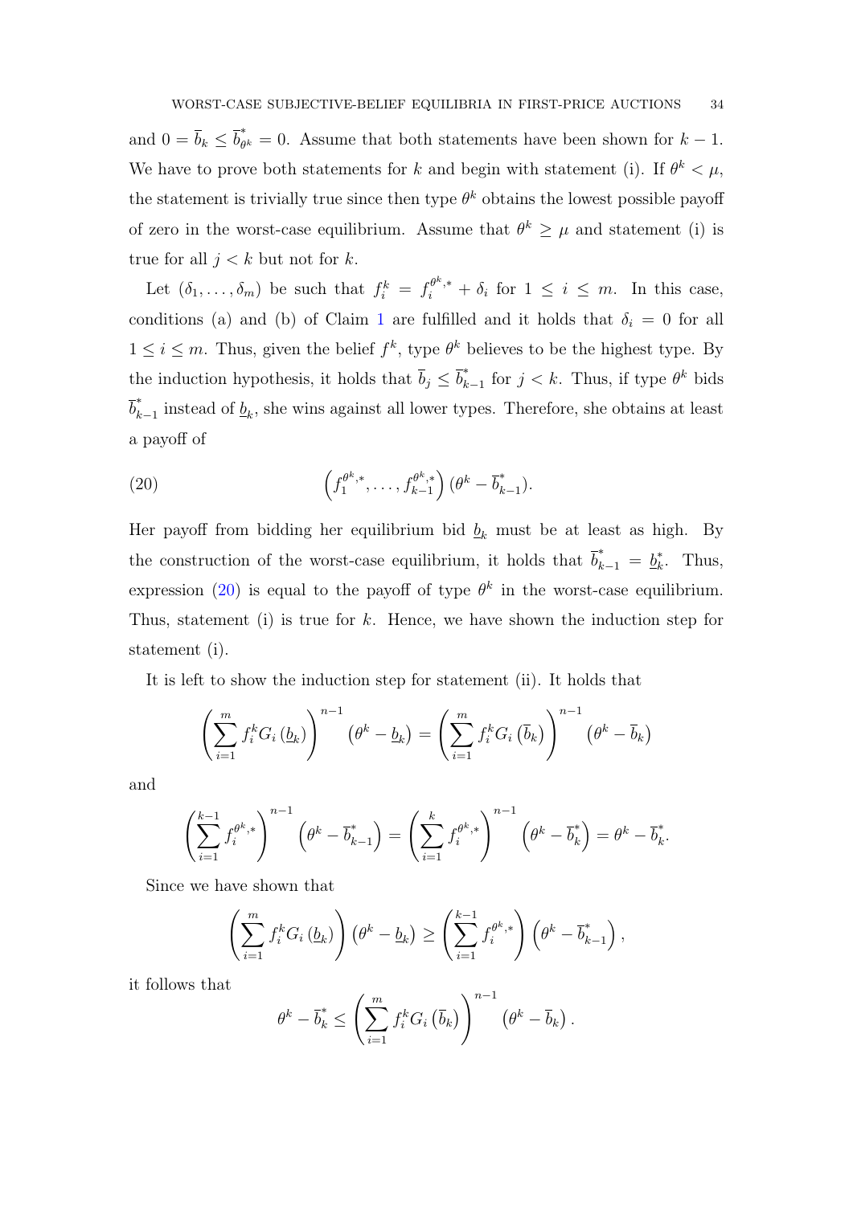and $0 = \overline{b}_k \leq \overline{b}^*_{\theta^k} = 0$. Assume that both statements have been shown for $k-1$. We have to prove both statements for $k$ and begin with statement (i). If $\theta^k < \mu$, the statement is trivially true since then type $\theta^k$ obtains the lowest possible payoff of zero in the worst-case equilibrium. Assume that $\theta^k \geq \mu$ and statement (i) is true for all $j < k$ but not for $k$.

Let $(\delta_1, \ldots, \delta_m)$ be such that $f^k_i = f^{\theta^k,*}_i + \delta_i$ for $1 \leq i \leq m$. In this case, conditions (a) and (b) of Claim 1 are fulfilled and it holds that $\delta_i = 0$ for all $1 \leq i \leq m$. Thus, given the belief $f^k$, type $\theta^k$ believes to be the highest type. By the induction hypothesis, it holds that $\overline{b}_j \leq \overline{b}^*_{k-1}$ for $j < k$. Thus, if type $\theta^k$ bids $\overline{b}^*_{k-1}$ instead of $\underline{b}_k$, she wins against all lower types. Therefore, she obtains at least a payoff of

$$\left(f^{\theta^k,*}_1, \ldots, f^{\theta^k,*}_{k-1}\right)(\theta^k - \overline{b}^*_{k-1}). \tag{20}$$

Her payoff from bidding her equilibrium bid $\underline{b}_k$ must be at least as high. By the construction of the worst-case equilibrium, it holds that $\overline{b}^*_{k-1} = \underline{b}^*_k$. Thus, expression (20) is equal to the payoff of type $\theta^k$ in the worst-case equilibrium. Thus, statement (i) is true for $k$. Hence, we have shown the induction step for statement (i).

It is left to show the induction step for statement (ii). It holds that

$$\left(\sum_{i=1}^{m} f^k_i G_i\left(\underline{b}_k\right)\right)^{n-1}\left(\theta^k - \underline{b}_k\right) = \left(\sum_{i=1}^{m} f^k_i G_i\left(\overline{b}_k\right)\right)^{n-1}\left(\theta^k - \overline{b}_k\right)$$

and

$$\left(\sum_{i=1}^{k-1} f^{\theta^k,*}_i\right)^{n-1}\left(\theta^k - \overline{b}^*_{k-1}\right) = \left(\sum_{i=1}^{k} f^{\theta^k,*}_i\right)^{n-1}\left(\theta^k - \overline{b}^*_k\right) = \theta^k - \overline{b}^*_k.$$

Since we have shown that

$$\left(\sum_{i=1}^{m} f^k_i G_i\left(\underline{b}_k\right)\right)\left(\theta^k - \underline{b}_k\right) \geq \left(\sum_{i=1}^{k-1} f^{\theta^k,*}_i\right)\left(\theta^k - \overline{b}^*_{k-1}\right),$$

it follows that

$$\theta^k - \overline{b}^*_k \leq \left(\sum_{i=1}^{m} f^k_i G_i\left(\overline{b}_k\right)\right)^{n-1}\left(\theta^k - \overline{b}_k\right).$$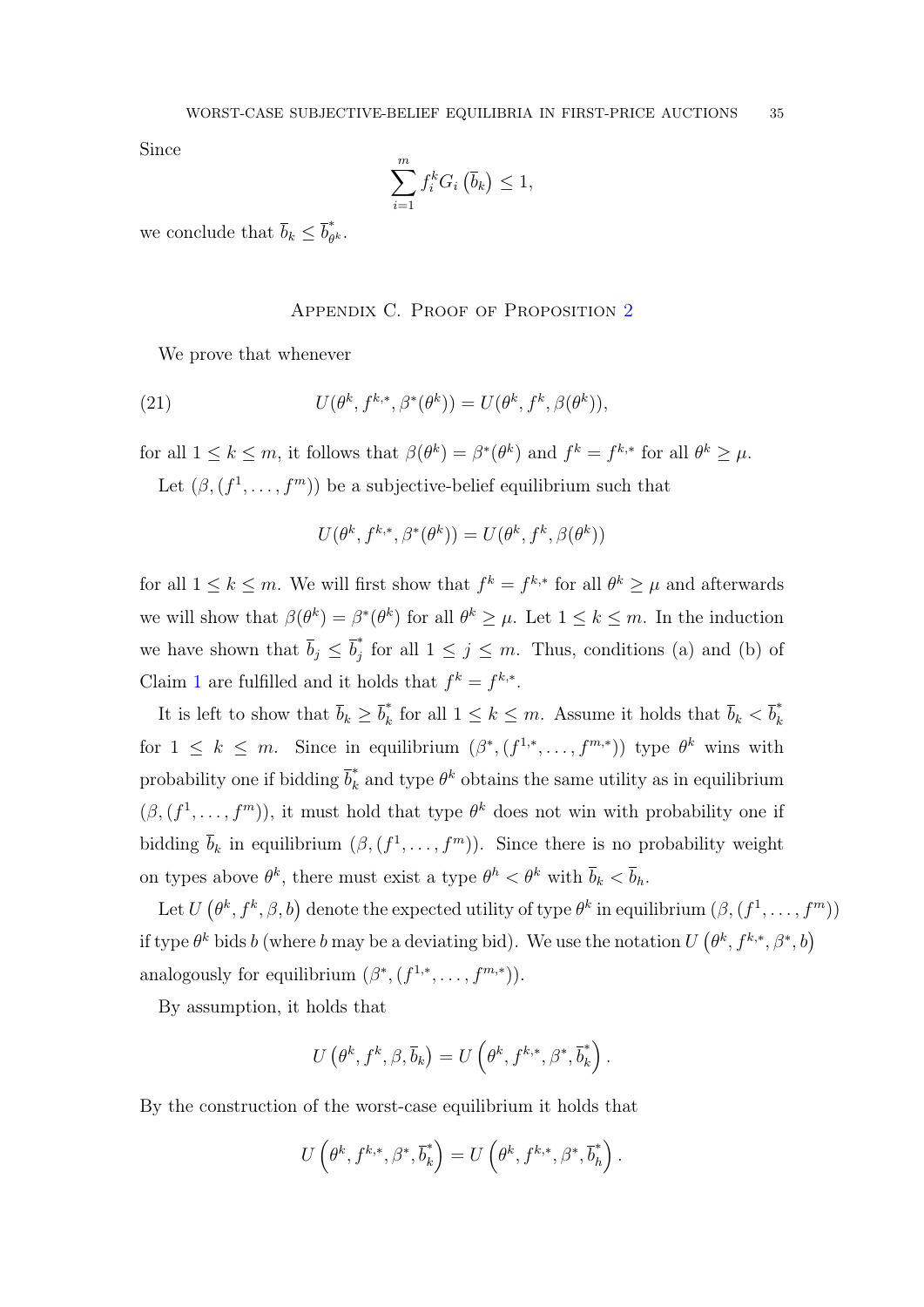Since

$$\sum_{i=1}^{m} f_i^k G_i\left(\overline{b}_k\right) \leq 1,$$

we conclude that $\overline{b}_k \leq \overline{b}^*_{\theta^k}$.

## Appendix C. Proof of Proposition 2

We prove that whenever

$$U(\theta^k, f^{k,*}, \beta^*(\theta^k)) = U(\theta^k, f^k, \beta(\theta^k)), \tag{21}$$

for all $1 \leq k \leq m$, it follows that $\beta(\theta^k) = \beta^*(\theta^k)$ and $f^k = f^{k,*}$ for all $\theta^k \geq \mu$.

Let $(\beta, (f^1, \ldots, f^m))$ be a subjective-belief equilibrium such that

$$U(\theta^k, f^{k,*}, \beta^*(\theta^k)) = U(\theta^k, f^k, \beta(\theta^k))$$

for all $1 \leq k \leq m$. We will first show that $f^k = f^{k,*}$ for all $\theta^k \geq \mu$ and afterwards we will show that $\beta(\theta^k) = \beta^*(\theta^k)$ for all $\theta^k \geq \mu$. Let $1 \leq k \leq m$. In the induction we have shown that $\overline{b}_j \leq \overline{b}^*_j$ for all $1 \leq j \leq m$. Thus, conditions (a) and (b) of Claim 1 are fulfilled and it holds that $f^k = f^{k,*}$.

It is left to show that $\overline{b}_k \geq \overline{b}^*_k$ for all $1 \leq k \leq m$. Assume it holds that $\overline{b}_k < \overline{b}^*_k$ for $1 \leq k \leq m$. Since in equilibrium $(\beta^*, (f^{1,*}, \ldots, f^{m,*}))$ type $\theta^k$ wins with probability one if bidding $\overline{b}^*_k$ and type $\theta^k$ obtains the same utility as in equilibrium $(\beta, (f^1, \ldots, f^m))$, it must hold that type $\theta^k$ does not win with probability one if bidding $\overline{b}_k$ in equilibrium $(\beta, (f^1, \ldots, f^m))$. Since there is no probability weight on types above $\theta^k$, there must exist a type $\theta^h < \theta^k$ with $\overline{b}_k < \overline{b}_h$.

Let $U\left(\theta^k, f^k, \beta, b\right)$ denote the expected utility of type $\theta^k$ in equilibrium $(\beta, (f^1, \ldots, f^m))$ if type $\theta^k$ bids $b$ (where $b$ may be a deviating bid). We use the notation $U\left(\theta^k, f^{k,*}, \beta^*, b\right)$ analogously for equilibrium $(\beta^*, (f^{1,*}, \ldots, f^{m,*}))$.

By assumption, it holds that

$$U\left(\theta^k, f^k, \beta, \overline{b}_k\right) = U\left(\theta^k, f^{k,*}, \beta^*, \overline{b}^*_k\right).$$

By the construction of the worst-case equilibrium it holds that

$$U\left(\theta^k, f^{k,*}, \beta^*, \overline{b}^*_k\right) = U\left(\theta^k, f^{k,*}, \beta^*, \overline{b}^*_h\right).$$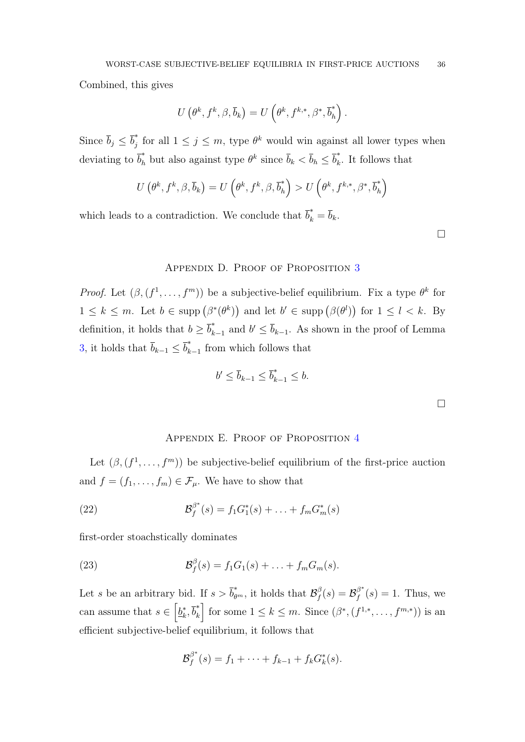Combined, this gives

$$U\left(\theta^k, f^k, \beta, \overline{b}_k\right) = U\left(\theta^k, f^{k,*}, \beta^*, \overline{b}_h^*\right).$$

Since $\overline{b}_j \leq \overline{b}_j^*$ for all $1 \leq j \leq m$, type $\theta^k$ would win against all lower types when deviating to $\overline{b}_h^*$ but also against type $\theta^k$ since $\overline{b}_k < \overline{b}_h \leq \overline{b}_k^*$. It follows that

$$U\left(\theta^k, f^k, \beta, \overline{b}_k\right) = U\left(\theta^k, f^k, \beta, \overline{b}_h^*\right) > U\left(\theta^k, f^{k,*}, \beta^*, \overline{b}_h^*\right)$$

which leads to a contradiction. We conclude that $\overline{b}_k^* = \overline{b}_k$.

□

## Appendix D. Proof of Proposition 3

*Proof.* Let $(\beta, (f^1, \ldots, f^m))$ be a subjective-belief equilibrium. Fix a type $\theta^k$ for $1 \leq k \leq m$. Let $b \in \operatorname{supp}\left(\beta^*(\theta^k)\right)$ and let $b' \in \operatorname{supp}\left(\beta(\theta^l)\right)$ for $1 \leq l < k$. By definition, it holds that $b \geq \overline{b}_{k-1}^*$ and $b' \leq \overline{b}_{k-1}$. As shown in the proof of Lemma 3, it holds that $\overline{b}_{k-1} \leq \overline{b}_{k-1}^*$ from which follows that

$$b' \leq \overline{b}_{k-1} \leq \overline{b}_{k-1}^* \leq b.$$

□

## Appendix E. Proof of Proposition 4

Let $(\beta, (f^1, \ldots, f^m))$ be subjective-belief equilibrium of the first-price auction and $f = (f_1, \ldots, f_m) \in \mathcal{F}_\mu$. We have to show that

$$\mathcal{B}_f^{\beta^*}(s) = f_1 G_1^*(s) + \ldots + f_m G_m^*(s) \tag{22}$$

first-order stoachstically dominates

$$\mathcal{B}_f^{\beta}(s) = f_1 G_1(s) + \ldots + f_m G_m(s). \tag{23}$$

Let $s$ be an arbitrary bid. If $s > \overline{b}_{\theta^m}^*$, it holds that $\mathcal{B}_f^{\beta}(s) = \mathcal{B}_f^{\beta^*}(s) = 1$. Thus, we can assume that $s \in \left[\underline{b}_k^*, \overline{b}_k^*\right]$ for some $1 \leq k \leq m$. Since $(\beta^*, (f^{1,*}, \ldots, f^{m,*}))$ is an efficient subjective-belief equilibrium, it follows that

$$\mathcal{B}_f^{\beta^*}(s) = f_1 + \cdots + f_{k-1} + f_k G_k^*(s).$$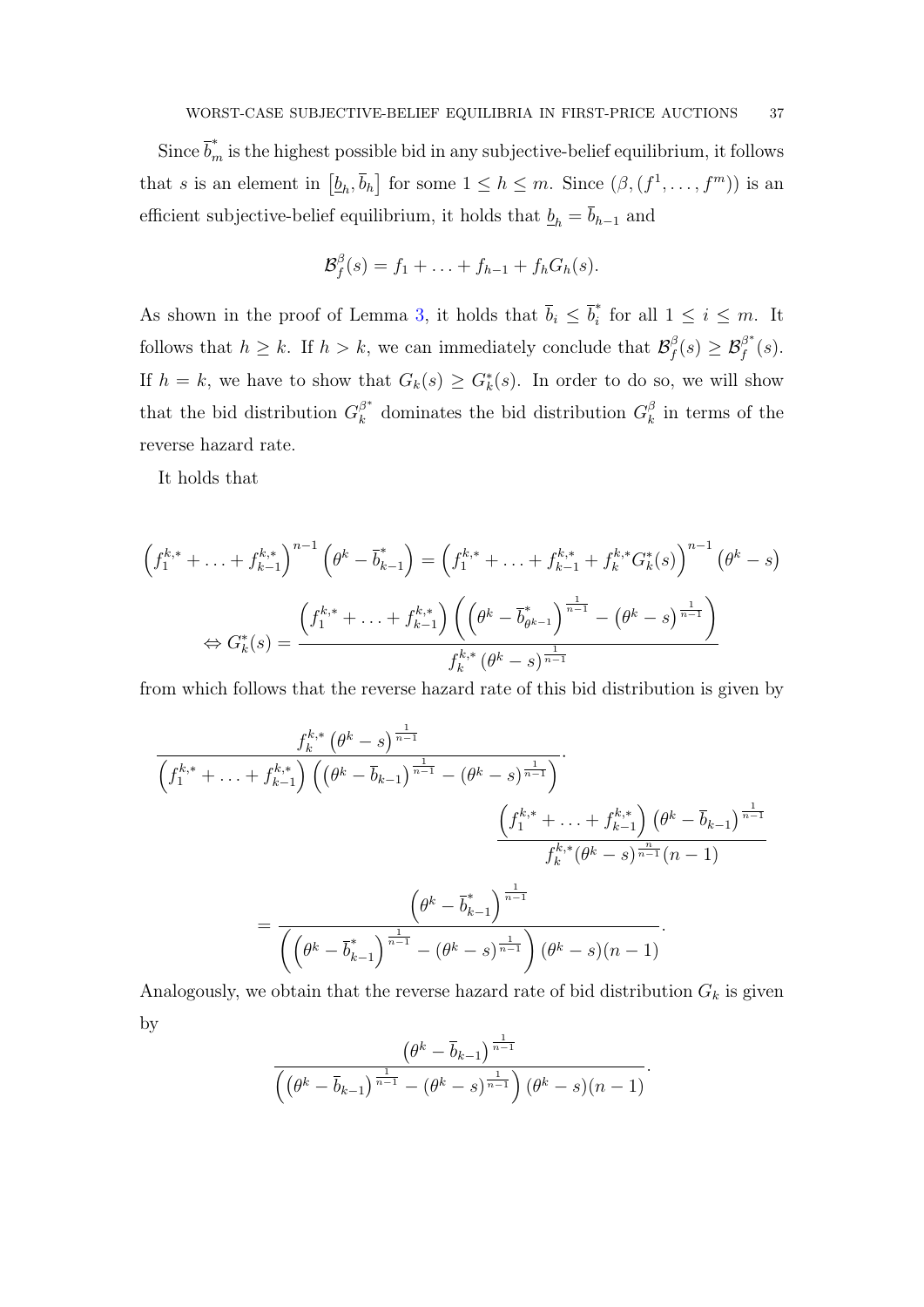Since $\overline{b}^*_m$ is the highest possible bid in any subjective-belief equilibrium, it follows that $s$ is an element in $\left[\underline{b}_h, \overline{b}_h\right]$ for some $1 \leq h \leq m$. Since $(\beta, (f^1, \ldots, f^m))$ is an efficient subjective-belief equilibrium, it holds that $\underline{b}_h = \overline{b}_{h-1}$ and

$$\mathcal{B}^{\beta}_{f}(s) = f_1 + \ldots + f_{h-1} + f_h G_h(s).$$

As shown in the proof of Lemma 3, it holds that $\overline{b}_i \leq \overline{b}^*_i$ for all $1 \leq i \leq m$. It follows that $h \geq k$. If $h > k$, we can immediately conclude that $\mathcal{B}^{\beta}_{f}(s) \geq \mathcal{B}^{\beta^*}_{f}(s)$. If $h = k$, we have to show that $G_k(s) \geq G^*_k(s)$. In order to do so, we will show that the bid distribution $G^{\beta^*}_k$ dominates the bid distribution $G^{\beta}_k$ in terms of the reverse hazard rate.

It holds that

$$\left(f^{k,*}_1 + \ldots + f^{k,*}_{k-1}\right)^{n-1}\left(\theta^k - \overline{b}^*_{k-1}\right) = \left(f^{k,*}_1 + \ldots + f^{k,*}_{k-1} + f^{k,*}_k G^*_k(s)\right)^{n-1}\left(\theta^k - s\right)$$

$$\Leftrightarrow G^*_k(s) = \frac{\left(f^{k,*}_1 + \ldots + f^{k,*}_{k-1}\right)\left(\left(\theta^k - \overline{b}^*_{\theta^{k-1}}\right)^{\frac{1}{n-1}} - \left(\theta^k - s\right)^{\frac{1}{n-1}}\right)}{f^{k,*}_k\left(\theta^k - s\right)^{\frac{1}{n-1}}}$$

from which follows that the reverse hazard rate of this bid distribution is given by

$$\frac{f^{k,*}_k\left(\theta^k - s\right)^{\frac{1}{n-1}}}{\left(f^{k,*}_1 + \ldots + f^{k,*}_{k-1}\right)\left(\left(\theta^k - \overline{b}_{k-1}\right)^{\frac{1}{n-1}} - \left(\theta^k - s\right)^{\frac{1}{n-1}}\right)} \cdot \frac{\left(f^{k,*}_1 + \ldots + f^{k,*}_{k-1}\right)\left(\theta^k - \overline{b}_{k-1}\right)^{\frac{1}{n-1}}}{f^{k,*}_k(\theta^k - s)^{\frac{n}{n-1}}(n-1)}$$

$$= \frac{\left(\theta^k - \overline{b}^*_{k-1}\right)^{\frac{1}{n-1}}}{\left(\left(\theta^k - \overline{b}^*_{k-1}\right)^{\frac{1}{n-1}} - \left(\theta^k - s\right)^{\frac{1}{n-1}}\right)(\theta^k - s)(n-1)}.$$

Analogously, we obtain that the reverse hazard rate of bid distribution $G_k$ is given by

$$\frac{\left(\theta^k - \overline{b}_{k-1}\right)^{\frac{1}{n-1}}}{\left(\left(\theta^k - \overline{b}_{k-1}\right)^{\frac{1}{n-1}} - \left(\theta^k - s\right)^{\frac{1}{n-1}}\right)(\theta^k - s)(n-1)}.$$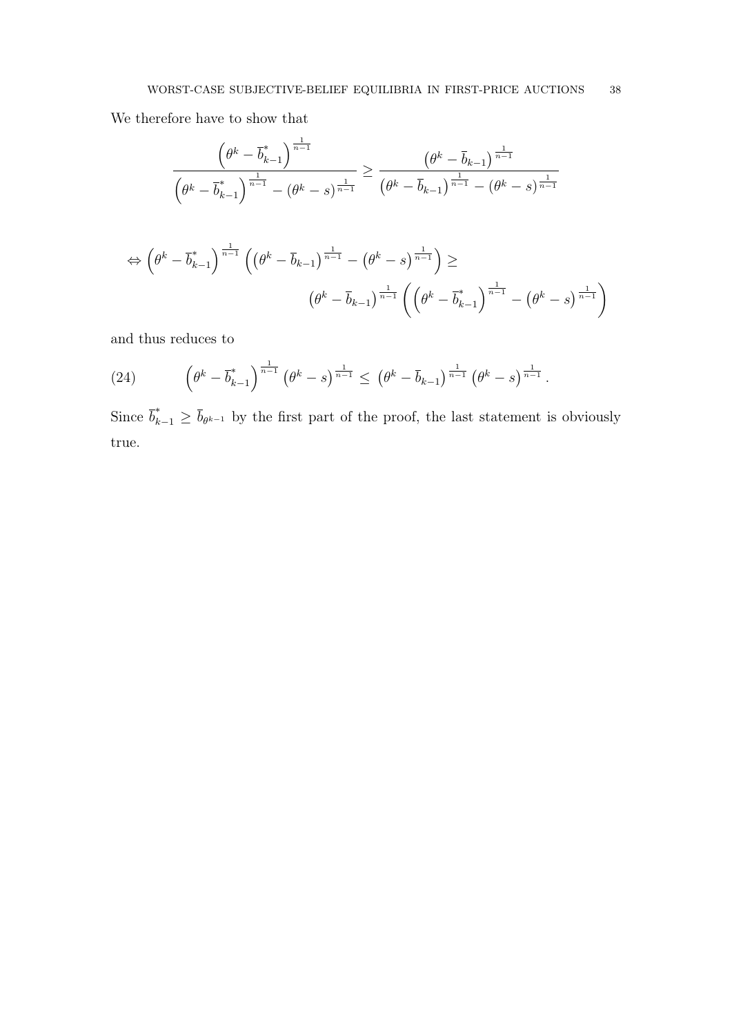We therefore have to show that

$$\frac{\left(\theta^k - \overline{b}^*_{k-1}\right)^{\frac{1}{n-1}}}{\left(\theta^k - \overline{b}^*_{k-1}\right)^{\frac{1}{n-1}} - \left(\theta^k - s\right)^{\frac{1}{n-1}}} \geq \frac{\left(\theta^k - \overline{b}_{k-1}\right)^{\frac{1}{n-1}}}{\left(\theta^k - \overline{b}_{k-1}\right)^{\frac{1}{n-1}} - \left(\theta^k - s\right)^{\frac{1}{n-1}}}$$

$$\Leftrightarrow \left(\theta^k - \overline{b}^*_{k-1}\right)^{\frac{1}{n-1}} \left(\left(\theta^k - \overline{b}_{k-1}\right)^{\frac{1}{n-1}} - \left(\theta^k - s\right)^{\frac{1}{n-1}}\right) \geq \left(\theta^k - \overline{b}_{k-1}\right)^{\frac{1}{n-1}} \left(\left(\theta^k - \overline{b}^*_{k-1}\right)^{\frac{1}{n-1}} - \left(\theta^k - s\right)^{\frac{1}{n-1}}\right)$$

and thus reduces to

$$\left(\theta^k - \overline{b}^*_{k-1}\right)^{\frac{1}{n-1}} \left(\theta^k - s\right)^{\frac{1}{n-1}} \leq \left(\theta^k - \overline{b}_{k-1}\right)^{\frac{1}{n-1}} \left(\theta^k - s\right)^{\frac{1}{n-1}}. \tag{24}$$

Since $\overline{b}^*_{k-1} \geq \overline{b}_{\theta^{k-1}}$ by the first part of the proof, the last statement is obviously true.